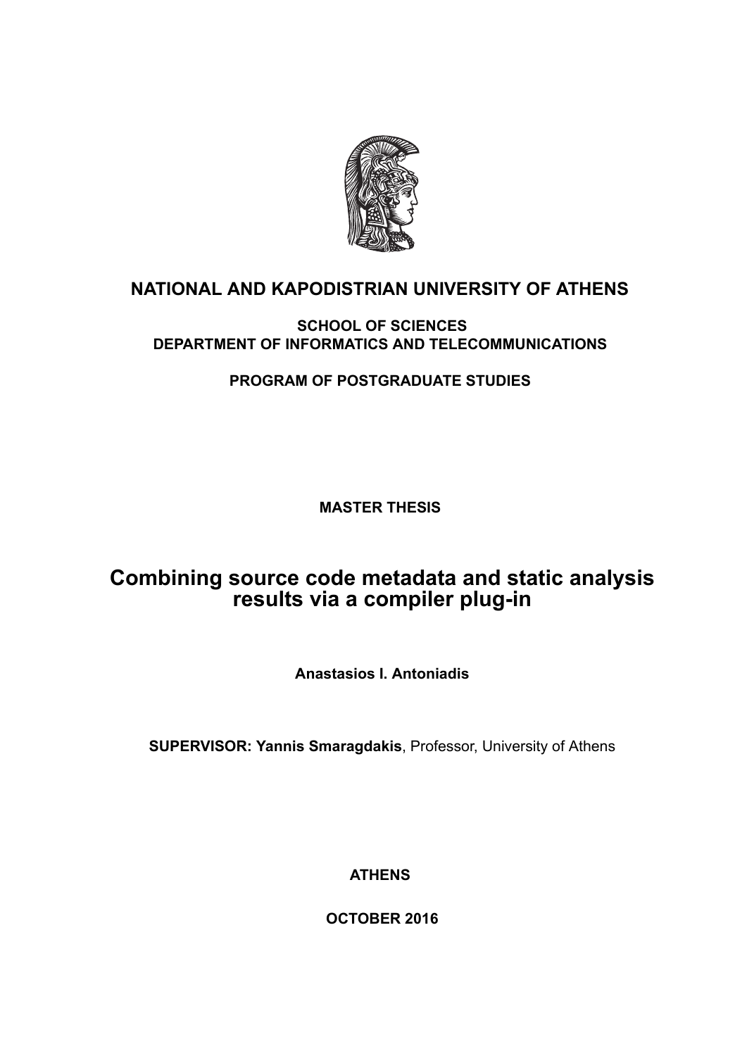**NATIONAL AND KAPODISTRIAN UNIVERSITY OF ATHENS**

**SCHOOL OF SCIENCES**
**DEPARTMENT OF INFORMATICS AND TELECOMMUNICATIONS**

**PROGRAM OF POSTGRADUATE STUDIES**

**MASTER THESIS**

# Combining source code metadata and static analysis results via a compiler plug-in

**Anastasios I. Antoniadis**

**SUPERVISOR: Yannis Smaragdakis**, Professor, University of Athens

**ATHENS**

**OCTOBER 2016**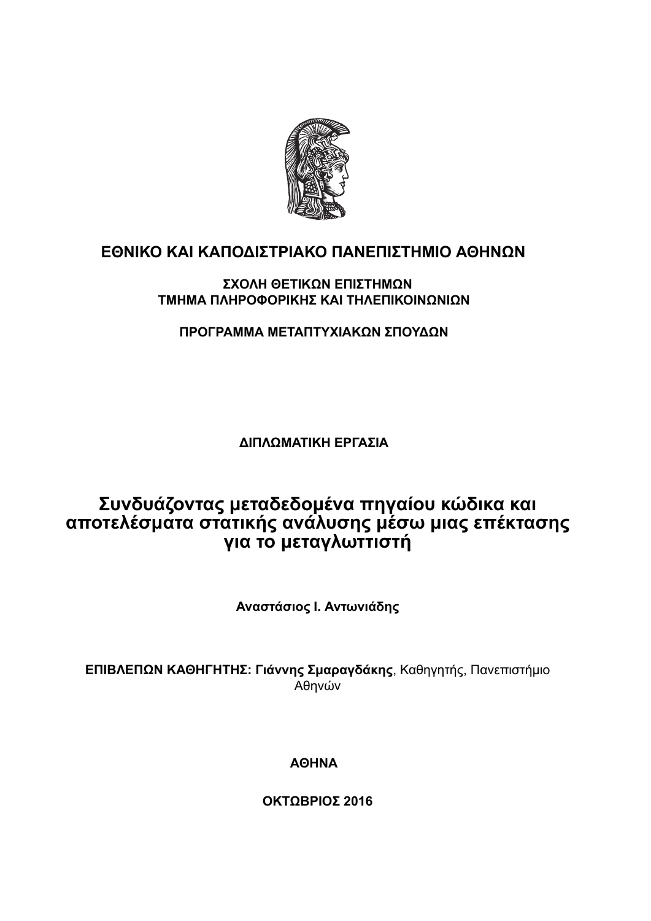**ΕΘΝΙΚΟ ΚΑΙ ΚΑΠΟΔΙΣΤΡΙΑΚΟ ΠΑΝΕΠΙΣΤΗΜΙΟ ΑΘΗΝΩΝ**

**ΣΧΟΛΗ ΘΕΤΙΚΩΝ ΕΠΙΣΤΗΜΩΝ**
**ΤΜΗΜΑ ΠΛΗΡΟΦΟΡΙΚΗΣ ΚΑΙ ΤΗΛΕΠΙΚΟΙΝΩΝΙΩΝ**

**ΠΡΟΓΡΑΜΜΑ ΜΕΤΑΠΤΥΧΙΑΚΩΝ ΣΠΟΥΔΩΝ**

**ΔΙΠΛΩΜΑΤΙΚΗ ΕΡΓΑΣΙΑ**

# Συνδυάζοντας μεταδεδομένα πηγαίου κώδικα και αποτελέσματα στατικής ανάλυσης μέσω μιας επέκτασης για το μεταγλωττιστή

**Αναστάσιος Ι. Αντωνιάδης**

**ΕΠΙΒΛΕΠΩΝ ΚΑΘΗΓΗΤΗΣ: Γιάννης Σμαραγδάκης**, Καθηγητής, Πανεπιστήμιο Αθηνών

**ΑΘΗΝΑ**

**ΟΚΤΩΒΡΙΟΣ 2016**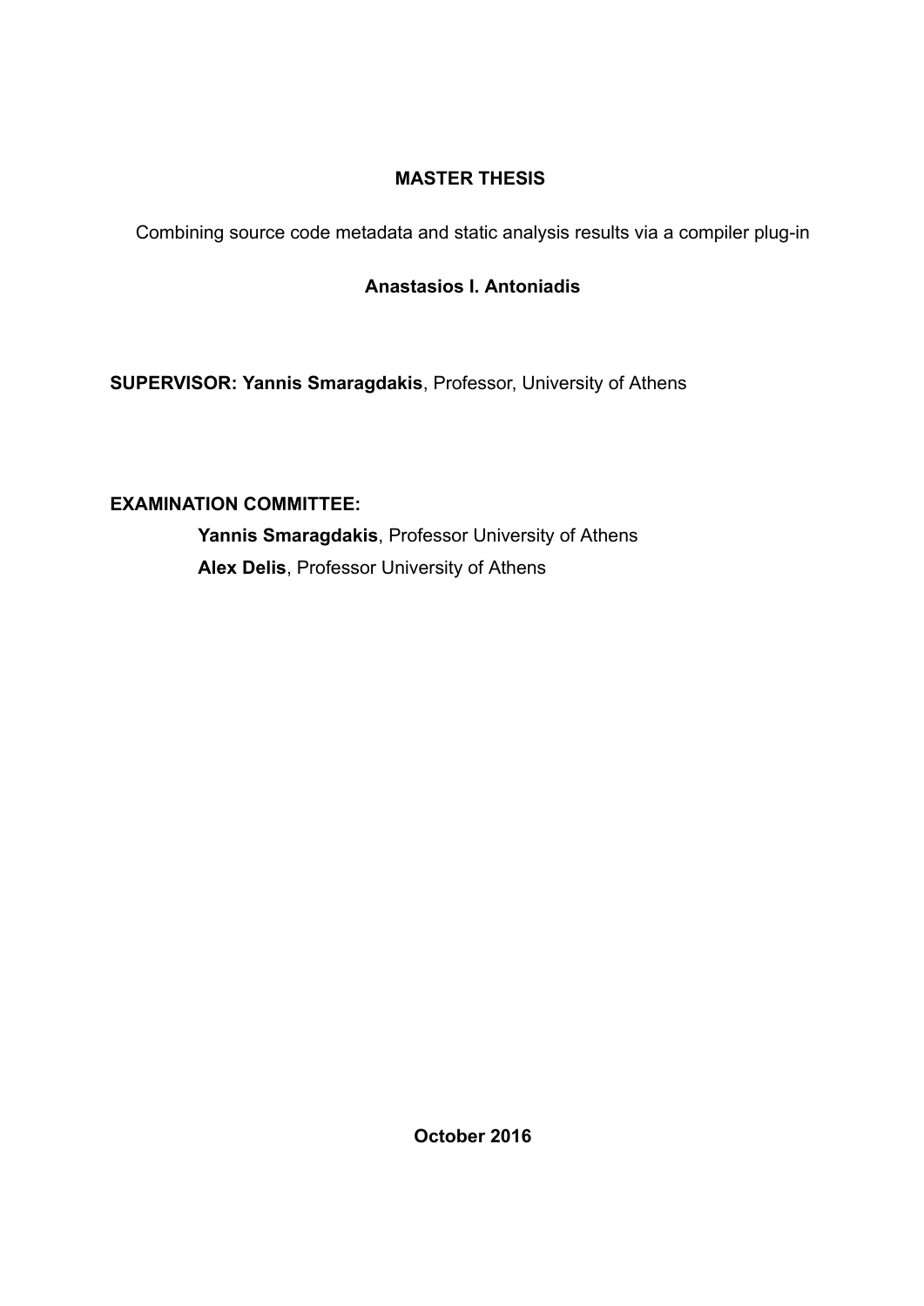**MASTER THESIS**

Combining source code metadata and static analysis results via a compiler plug-in

**Anastasios I. Antoniadis**

**SUPERVISOR: Yannis Smaragdakis**, Professor, University of Athens

**EXAMINATION COMMITTEE:**

**Yannis Smaragdakis**, Professor University of Athens

**Alex Delis**, Professor University of Athens

**October 2016**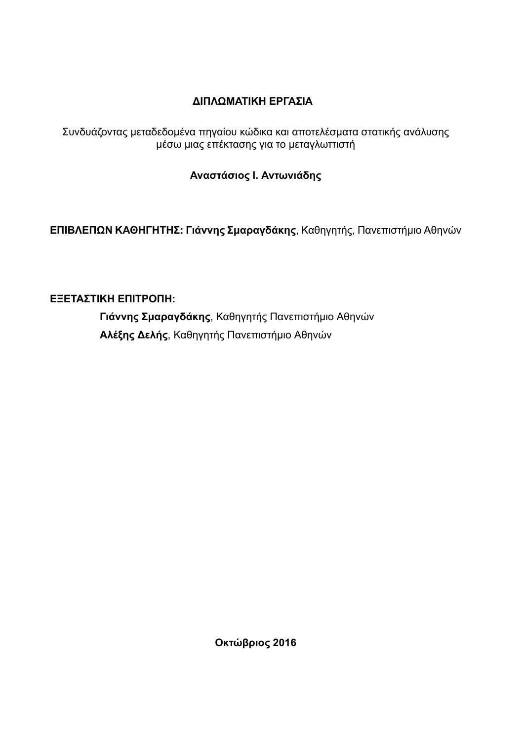**ΔΙΠΛΩΜΑΤΙΚΗ ΕΡΓΑΣΙΑ**

Συνδυάζοντας μεταδεδομένα πηγαίου κώδικα και αποτελέσματα στατικής ανάλυσης μέσω μιας επέκτασης για το μεταγλωττιστή

**Αναστάσιος Ι. Αντωνιάδης**

**ΕΠΙΒΛΕΠΩΝ ΚΑΘΗΓΗΤΗΣ: Γιάννης Σμαραγδάκης**, Καθηγητής, Πανεπιστήμιο Αθηνών

**ΕΞΕΤΑΣΤΙΚΗ ΕΠΙΤΡΟΠΗ:**

**Γιάννης Σμαραγδάκης**, Καθηγητής Πανεπιστήμιο Αθηνών

**Αλέξης Δελής**, Καθηγητής Πανεπιστήμιο Αθηνών

**Οκτώβριος 2016**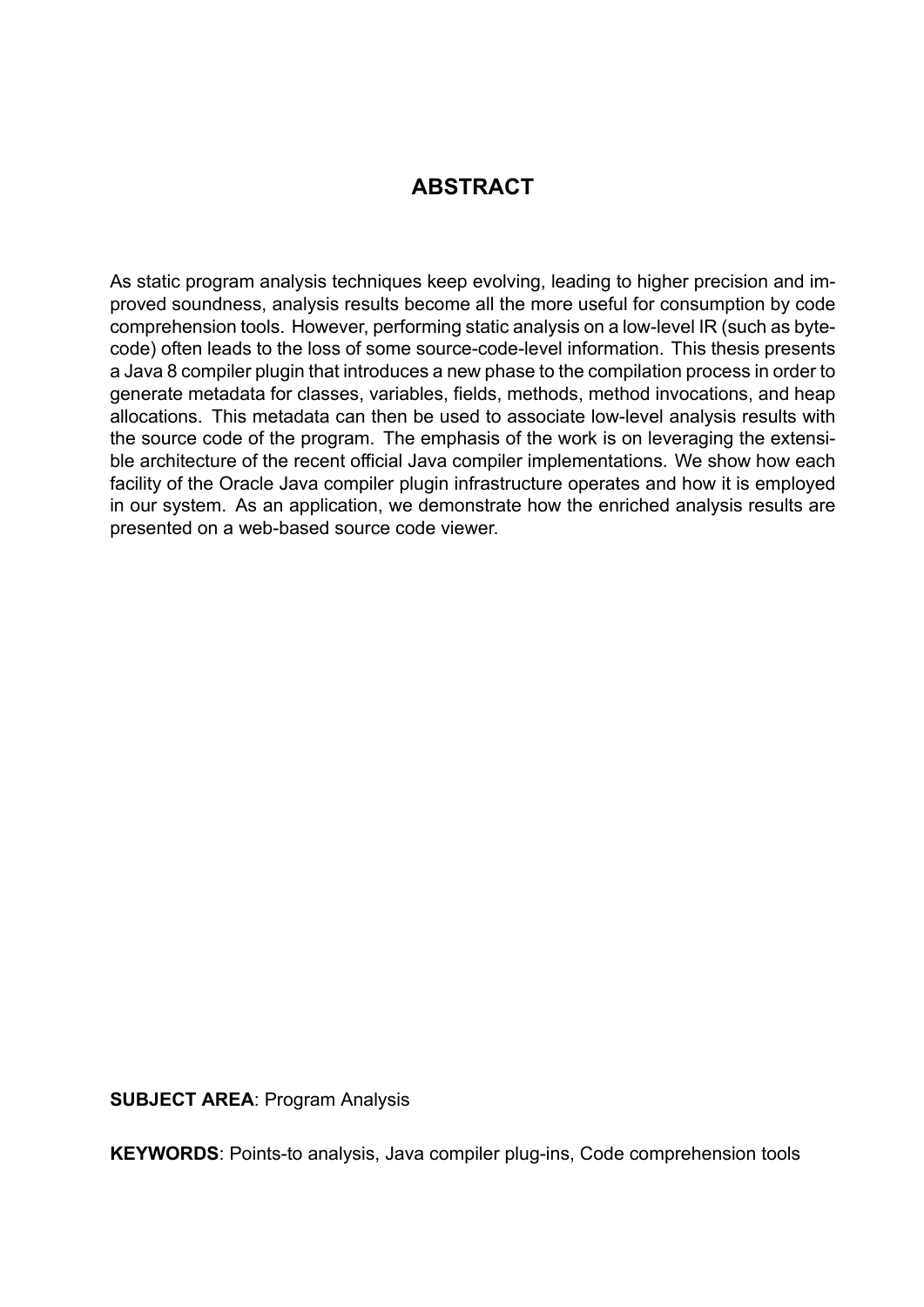# ABSTRACT

As static program analysis techniques keep evolving, leading to higher precision and improved soundness, analysis results become all the more useful for consumption by code comprehension tools. However, performing static analysis on a low-level IR (such as bytecode) often leads to the loss of some source-code-level information. This thesis presents a Java 8 compiler plugin that introduces a new phase to the compilation process in order to generate metadata for classes, variables, fields, methods, method invocations, and heap allocations. This metadata can then be used to associate low-level analysis results with the source code of the program. The emphasis of the work is on leveraging the extensible architecture of the recent official Java compiler implementations. We show how each facility of the Oracle Java compiler plugin infrastructure operates and how it is employed in our system. As an application, we demonstrate how the enriched analysis results are presented on a web-based source code viewer.

**SUBJECT AREA**: Program Analysis

**KEYWORDS**: Points-to analysis, Java compiler plug-ins, Code comprehension tools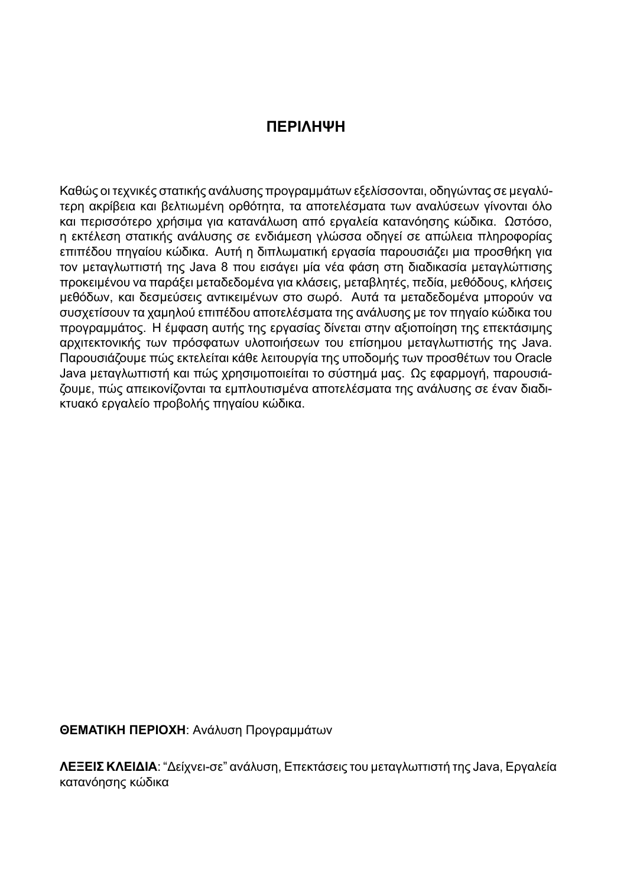# ΠΕΡΙΛΗΨΗ

Καθώς οι τεχνικές στατικής ανάλυσης προγραμμάτων εξελίσσονται, οδηγώντας σε μεγαλύτερη ακρίβεια και βελτιωμένη ορθότητα, τα αποτελέσματα των αναλύσεων γίνονται όλο και περισσότερο χρήσιμα για κατανάλωση από εργαλεία κατανόησης κώδικα. Ωστόσο, η εκτέλεση στατικής ανάλυσης σε ενδιάμεση γλώσσα οδηγεί σε απώλεια πληροφορίας επιπέδου πηγαίου κώδικα. Αυτή η διπλωματική εργασία παρουσιάζει μια προσθήκη για τον μεταγλωττιστή της Java 8 που εισάγει μία νέα φάση στη διαδικασία μεταγλώττισης προκειμένου να παράξει μεταδεδομένα για κλάσεις, μεταβλητές, πεδία, μεθόδους, κλήσεις μεθόδων, και δεσμεύσεις αντικειμένων στο σωρό. Αυτά τα μεταδεδομένα μπορούν να συσχετίσουν τα χαμηλού επιπέδου αποτελέσματα της ανάλυσης με τον πηγαίο κώδικα του προγράμματος. Η έμφαση αυτής της εργασίας δίνεται στην αξιοποίηση της επεκτάσιμης αρχιτεκτονικής των πρόσφατων υλοποιήσεων του επίσημου μεταγλωττιστής της Java. Παρουσιάζουμε πώς εκτελείται κάθε λειτουργία της υποδομής των προσθέτων του Oracle Java μεταγλωττιστή και πώς χρησιμοποιείται το σύστημά μας. Ως εφαρμογή, παρουσιάζουμε, πώς απεικονίζονται τα εμπλουτισμένα αποτελέσματα της ανάλυσης σε έναν διαδικτυακό εργαλείο προβολής πηγαίου κώδικα.

**ΘΕΜΑΤΙΚΗ ΠΕΡΙΟΧΗ**: Ανάλυση Προγραμμάτων

**ΛΕΞΕΙΣ ΚΛΕΙΔΙΑ**: "Δείχνει-σε" ανάλυση, Επεκτάσεις του μεταγλωττιστή της Java, Εργαλεία κατανόησης κώδικα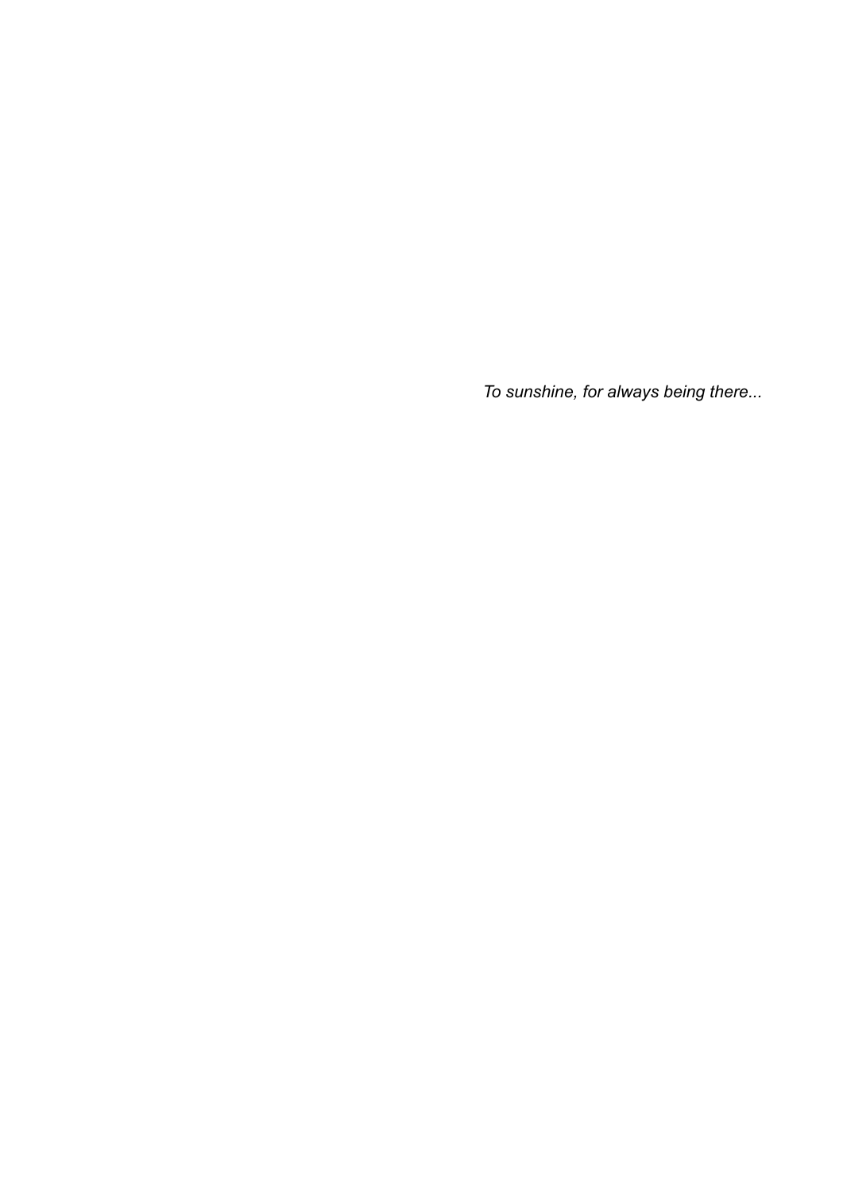*To sunshine, for always being there...*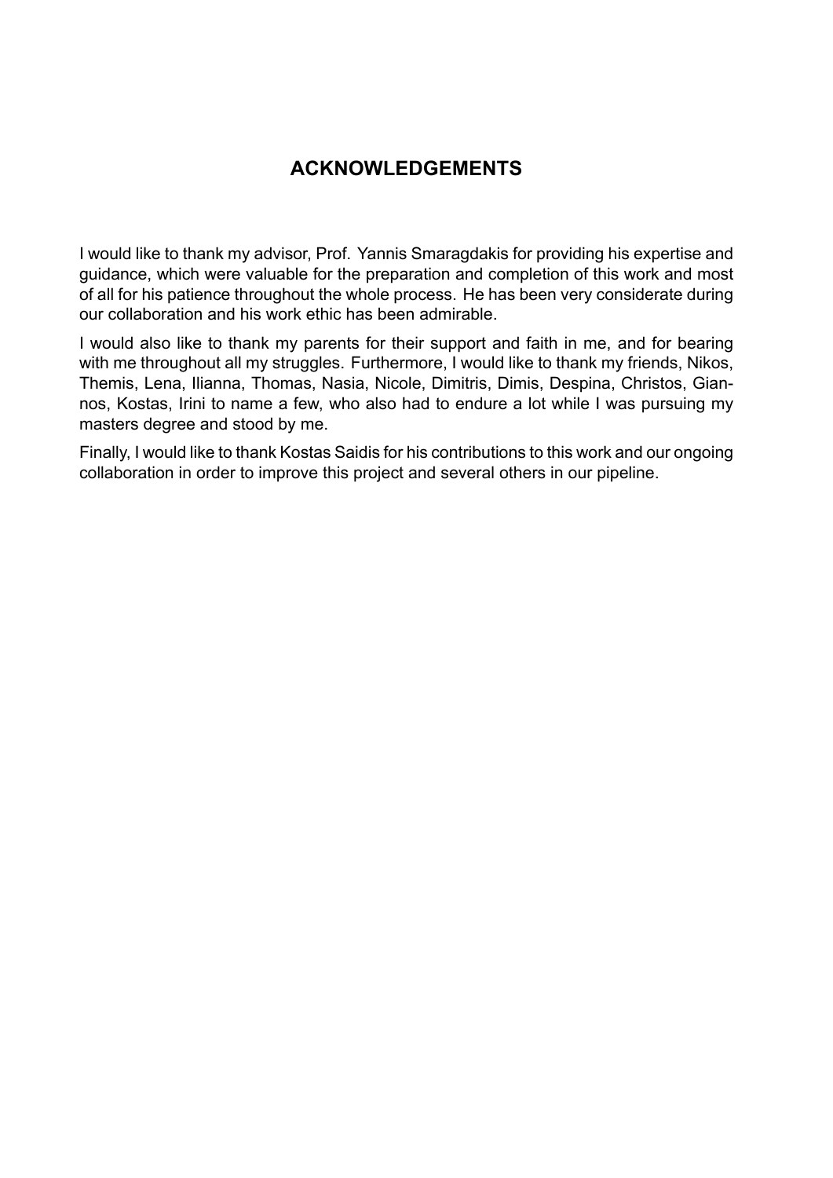# ACKNOWLEDGEMENTS

I would like to thank my advisor, Prof. Yannis Smaragdakis for providing his expertise and guidance, which were valuable for the preparation and completion of this work and most of all for his patience throughout the whole process. He has been very considerate during our collaboration and his work ethic has been admirable.

I would also like to thank my parents for their support and faith in me, and for bearing with me throughout all my struggles. Furthermore, I would like to thank my friends, Nikos, Themis, Lena, Ilianna, Thomas, Nasia, Nicole, Dimitris, Dimis, Despina, Christos, Giannos, Kostas, Irini to name a few, who also had to endure a lot while I was pursuing my masters degree and stood by me.

Finally, I would like to thank Kostas Saidis for his contributions to this work and our ongoing collaboration in order to improve this project and several others in our pipeline.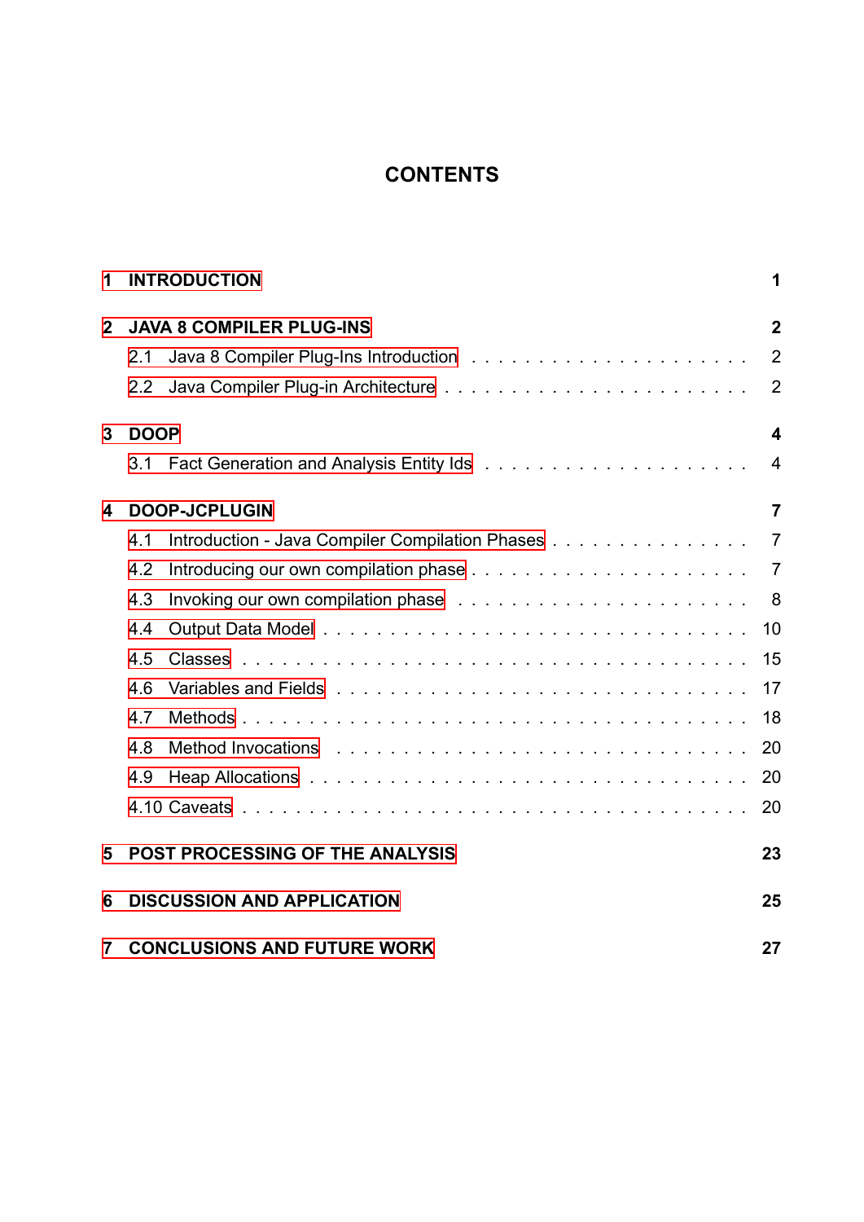# CONTENTS

**1 INTRODUCTION** **1**

**2 JAVA 8 COMPILER PLUG-INS** **2**

- 2.1 Java 8 Compiler Plug-Ins Introduction . . . . . . . . . . . . . . . . . . . 2
- 2.2 Java Compiler Plug-in Architecture . . . . . . . . . . . . . . . . . . . . 2

**3 DOOP** **4**

- 3.1 Fact Generation and Analysis Entity Ids . . . . . . . . . . . . . . . . . . 4

**4 DOOP-JCPLUGIN** **7**

- 4.1 Introduction - Java Compiler Compilation Phases . . . . . . . . . . . . . 7
- 4.2 Introducing our own compilation phase . . . . . . . . . . . . . . . . . . 7
- 4.3 Invoking our own compilation phase . . . . . . . . . . . . . . . . . . . . 8
- 4.4 Output Data Model . . . . . . . . . . . . . . . . . . . . . . . . . . . . 10
- 4.5 Classes . . . . . . . . . . . . . . . . . . . . . . . . . . . . . . . . . . 15
- 4.6 Variables and Fields . . . . . . . . . . . . . . . . . . . . . . . . . . . 17
- 4.7 Methods . . . . . . . . . . . . . . . . . . . . . . . . . . . . . . . . . . 18
- 4.8 Method Invocations . . . . . . . . . . . . . . . . . . . . . . . . . . . . 20
- 4.9 Heap Allocations . . . . . . . . . . . . . . . . . . . . . . . . . . . . . 20
- 4.10 Caveats . . . . . . . . . . . . . . . . . . . . . . . . . . . . . . . . . . 20

**5 POST PROCESSING OF THE ANALYSIS** **23**

**6 DISCUSSION AND APPLICATION** **25**

**7 CONCLUSIONS AND FUTURE WORK** **27**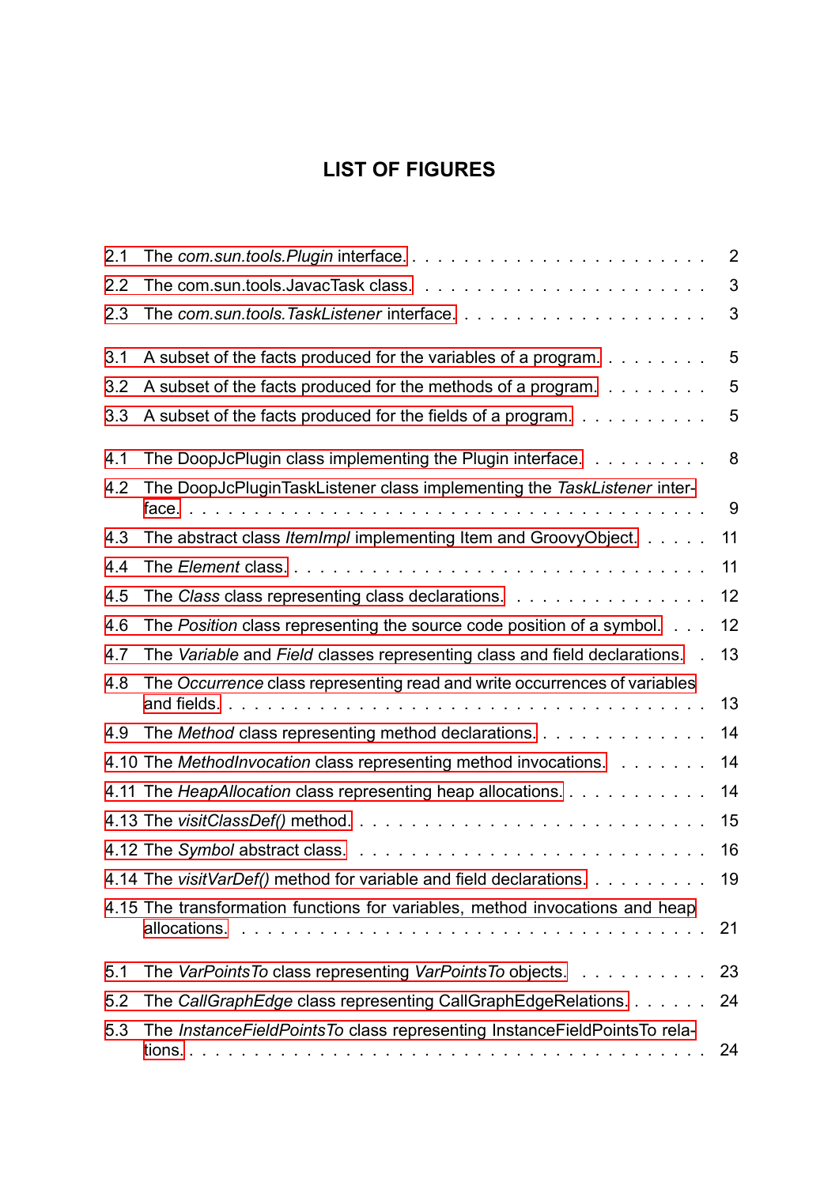# LIST OF FIGURES

- 2.1 The *com.sun.tools.Plugin* interface. . . . . . . . . . . . . . . . . . . . . . . 2
- 2.2 The com.sun.tools.JavacTask class. . . . . . . . . . . . . . . . . . . . . . . 3
- 2.3 The *com.sun.tools.TaskListener* interface. . . . . . . . . . . . . . . . . . . 3

- 3.1 A subset of the facts produced for the variables of a program. . . . . . . . . 5
- 3.2 A subset of the facts produced for the methods of a program. . . . . . . . . 5
- 3.3 A subset of the facts produced for the fields of a program. . . . . . . . . . . 5

- 4.1 The DoopJcPlugin class implementing the Plugin interface. . . . . . . . . . 8
- 4.2 The DoopJcPluginTaskListener class implementing the *TaskListener* interface. . . . . . . . . . . . . . . . . . . . . . . . . . . . . . . . . . . . . . 9
- 4.3 The abstract class *ItemImpl* implementing Item and GroovyObject. . . . . . 11
- 4.4 The *Element* class. . . . . . . . . . . . . . . . . . . . . . . . . . . . . . . 11
- 4.5 The *Class* class representing class declarations. . . . . . . . . . . . . . . . 12
- 4.6 The *Position* class representing the source code position of a symbol. . . . 12
- 4.7 The *Variable* and *Field* classes representing class and field declarations. . 13
- 4.8 The *Occurrence* class representing read and write occurrences of variables and fields. . . . . . . . . . . . . . . . . . . . . . . . . . . . . . . . . . . . 13
- 4.9 The *Method* class representing method declarations. . . . . . . . . . . . . . 14
- 4.10 The *MethodInvocation* class representing method invocations. . . . . . . . 14
- 4.11 The *HeapAllocation* class representing heap allocations. . . . . . . . . . . . 14
- 4.13 The *visitClassDef()* method. . . . . . . . . . . . . . . . . . . . . . . . . . 15
- 4.12 The *Symbol* abstract class. . . . . . . . . . . . . . . . . . . . . . . . . . . 16
- 4.14 The *visitVarDef()* method for variable and field declarations. . . . . . . . . 19
- 4.15 The transformation functions for variables, method invocations and heap allocations. . . . . . . . . . . . . . . . . . . . . . . . . . . . . . . . . . . . 21

- 5.1 The *VarPointsTo* class representing *VarPointsTo* objects. . . . . . . . . . . 23
- 5.2 The *CallGraphEdge* class representing CallGraphEdgeRelations. . . . . . . 24
- 5.3 The *InstanceFieldPointsTo* class representing InstanceFieldPointsTo relations. . . . . . . . . . . . . . . . . . . . . . . . . . . . . . . . . . . . . . 24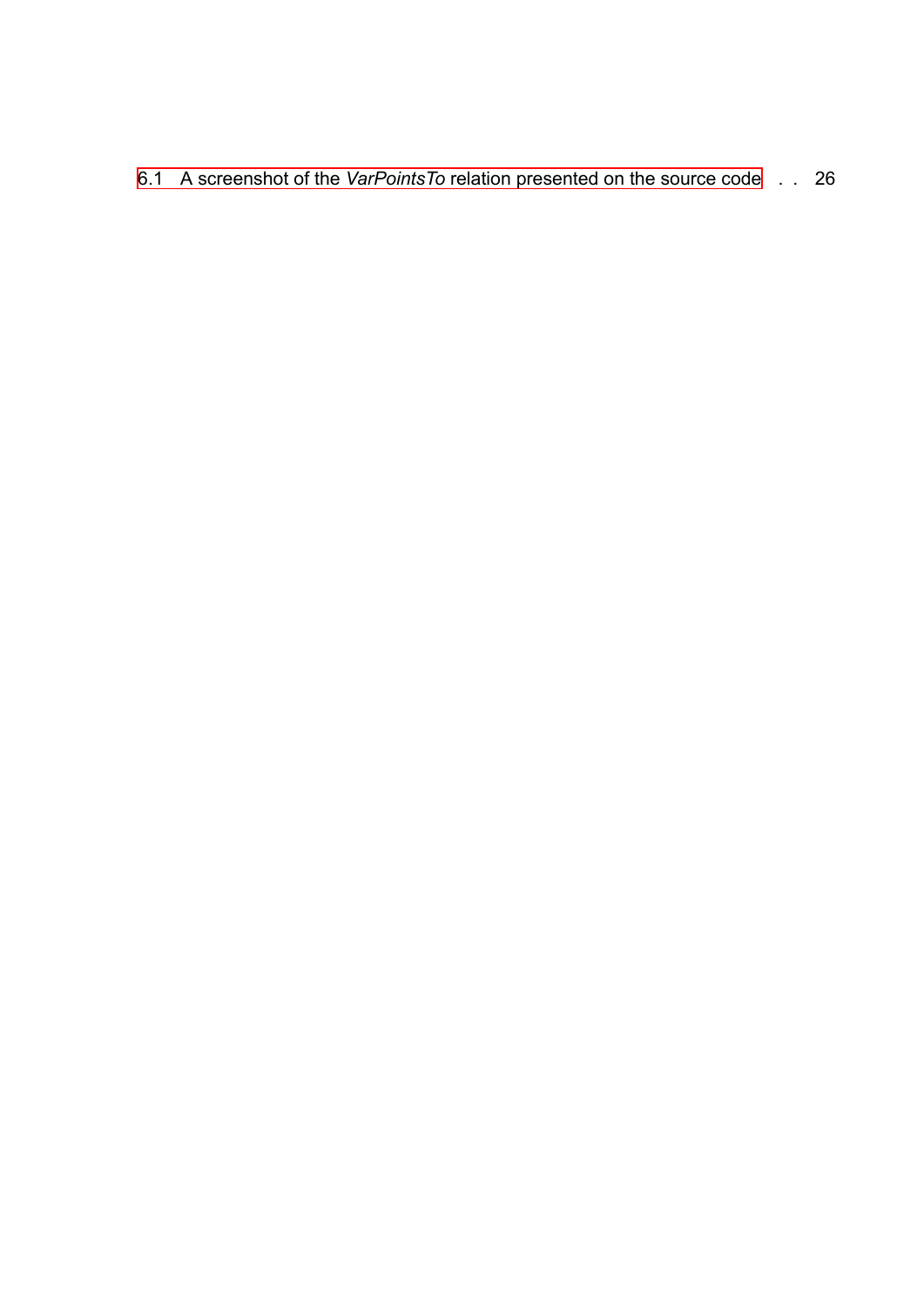6.1 A screenshot of the *VarPointsTo* relation presented on the source code . . 26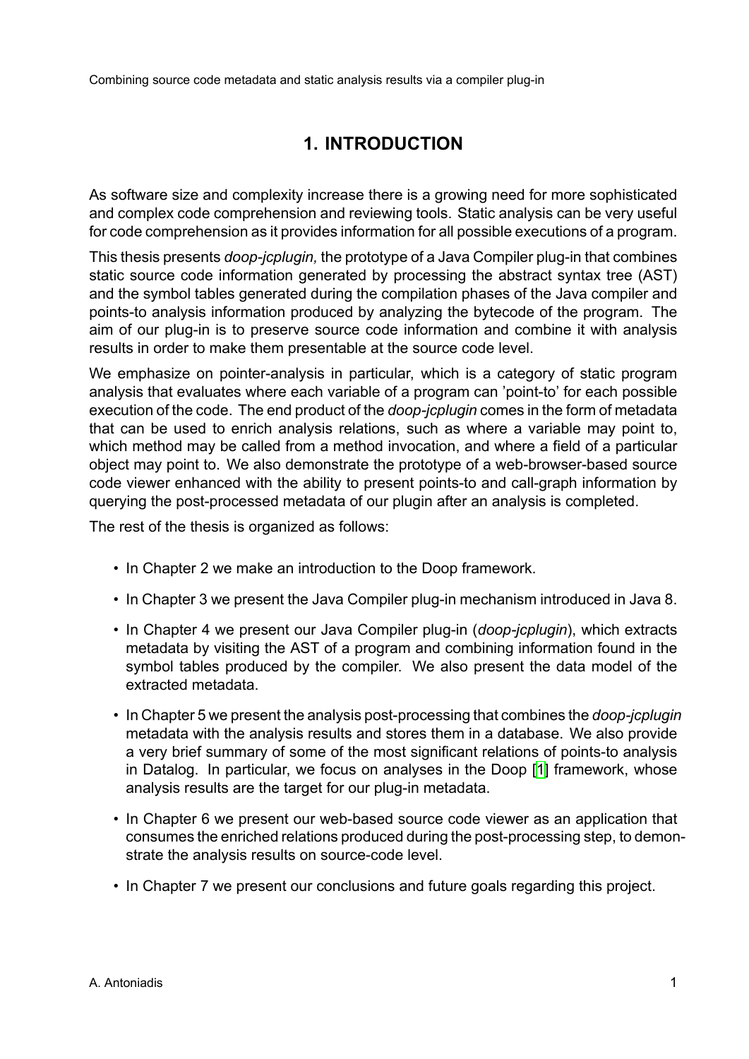# 1. INTRODUCTION

As software size and complexity increase there is a growing need for more sophisticated and complex code comprehension and reviewing tools. Static analysis can be very useful for code comprehension as it provides information for all possible executions of a program.

This thesis presents *doop-jcplugin,* the prototype of a Java Compiler plug-in that combines static source code information generated by processing the abstract syntax tree (AST) and the symbol tables generated during the compilation phases of the Java compiler and points-to analysis information produced by analyzing the bytecode of the program. The aim of our plug-in is to preserve source code information and combine it with analysis results in order to make them presentable at the source code level.

We emphasize on pointer-analysis in particular, which is a category of static program analysis that evaluates where each variable of a program can 'point-to' for each possible execution of the code. The end product of the *doop-jcplugin* comes in the form of metadata that can be used to enrich analysis relations, such as where a variable may point to, which method may be called from a method invocation, and where a field of a particular object may point to. We also demonstrate the prototype of a web-browser-based source code viewer enhanced with the ability to present points-to and call-graph information by querying the post-processed metadata of our plugin after an analysis is completed.

The rest of the thesis is organized as follows:

- In Chapter 2 we make an introduction to the Doop framework.
- In Chapter 3 we present the Java Compiler plug-in mechanism introduced in Java 8.
- In Chapter 4 we present our Java Compiler plug-in (*doop-jcplugin*), which extracts metadata by visiting the AST of a program and combining information found in the symbol tables produced by the compiler. We also present the data model of the extracted metadata.
- In Chapter 5 we present the analysis post-processing that combines the *doop-jcplugin* metadata with the analysis results and stores them in a database. We also provide a very brief summary of some of the most significant relations of points-to analysis in Datalog. In particular, we focus on analyses in the Doop [1] framework, whose analysis results are the target for our plug-in metadata.
- In Chapter 6 we present our web-based source code viewer as an application that consumes the enriched relations produced during the post-processing step, to demonstrate the analysis results on source-code level.
- In Chapter 7 we present our conclusions and future goals regarding this project.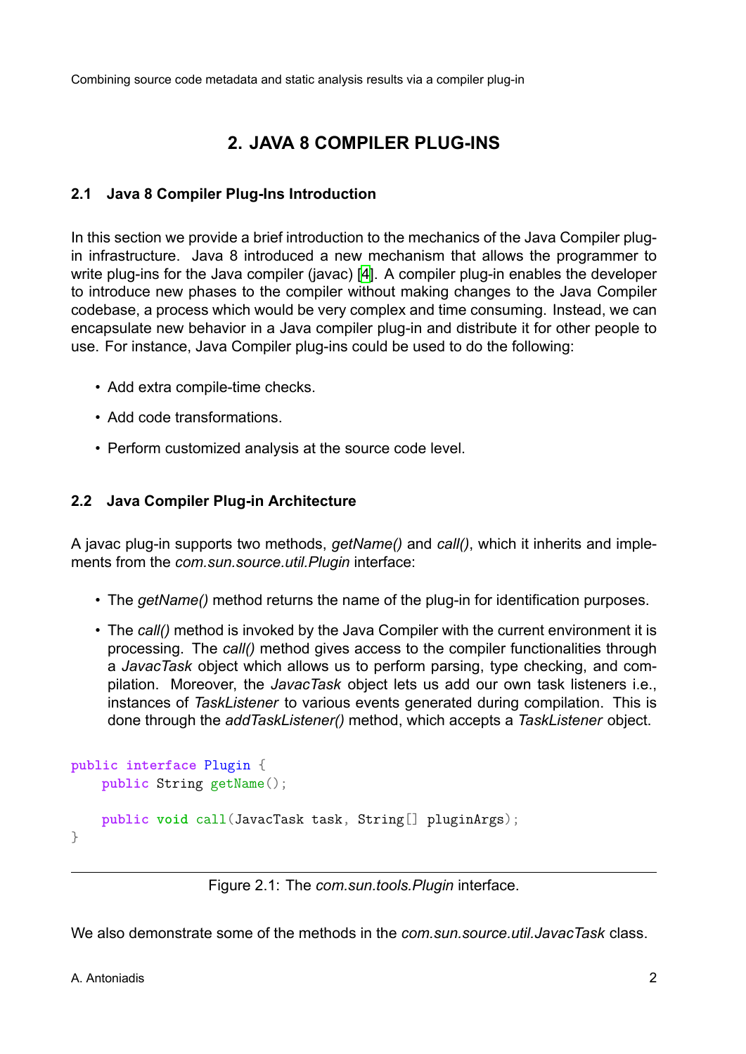# 2. JAVA 8 COMPILER PLUG-INS

## 2.1 Java 8 Compiler Plug-Ins Introduction

In this section we provide a brief introduction to the mechanics of the Java Compiler plug-in infrastructure. Java 8 introduced a new mechanism that allows the programmer to write plug-ins for the Java compiler (javac) [4]. A compiler plug-in enables the developer to introduce new phases to the compiler without making changes to the Java Compiler codebase, a process which would be very complex and time consuming. Instead, we can encapsulate new behavior in a Java compiler plug-in and distribute it for other people to use. For instance, Java Compiler plug-ins could be used to do the following:

- Add extra compile-time checks.
- Add code transformations.
- Perform customized analysis at the source code level.

## 2.2 Java Compiler Plug-in Architecture

A javac plug-in supports two methods, *getName()* and *call()*, which it inherits and implements from the *com.sun.source.util.Plugin* interface:

- The *getName()* method returns the name of the plug-in for identification purposes.
- The *call()* method is invoked by the Java Compiler with the current environment it is processing. The *call()* method gives access to the compiler functionalities through a *JavacTask* object which allows us to perform parsing, type checking, and compilation. Moreover, the *JavacTask* object lets us add our own task listeners i.e., instances of *TaskListener* to various events generated during compilation. This is done through the *addTaskListener()* method, which accepts a *TaskListener* object.

```
public interface Plugin {
    public String getName();

    public void call(JavacTask task, String[] pluginArgs);
}
```

Figure 2.1: The *com.sun.tools.Plugin* interface.

We also demonstrate some of the methods in the *com.sun.source.util.JavacTask* class.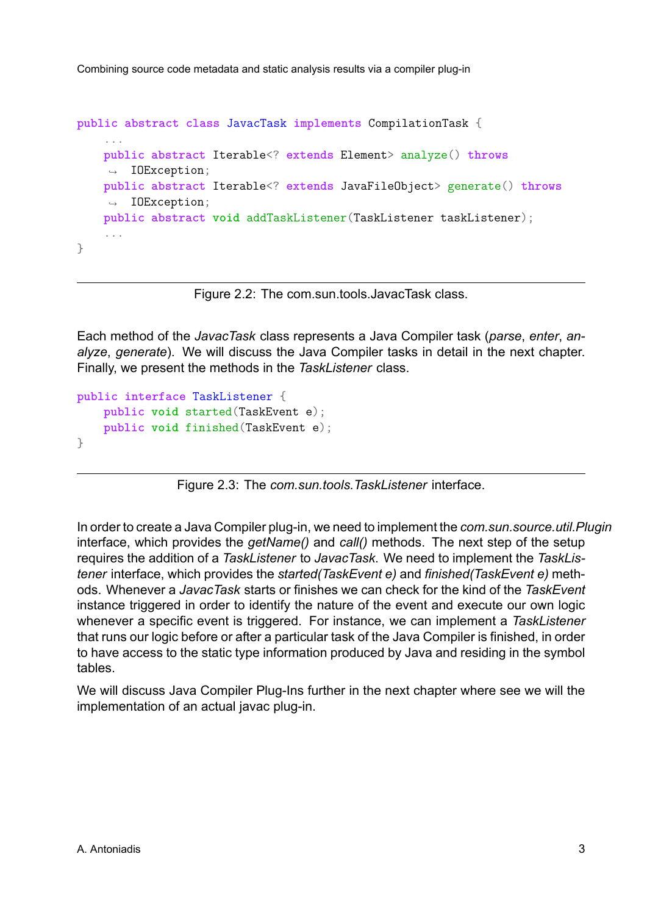```java
public abstract class JavacTask implements CompilationTask {
    ...
    public abstract Iterable<? extends Element> analyze() throws
     ↪ IOException;
    public abstract Iterable<? extends JavaFileObject> generate() throws
     ↪ IOException;
    public abstract void addTaskListener(TaskListener taskListener);
    ...
}
```

Figure 2.2: The com.sun.tools.JavacTask class.

Each method of the *JavacTask* class represents a Java Compiler task (*parse*, *enter*, *analyze*, *generate*). We will discuss the Java Compiler tasks in detail in the next chapter. Finally, we present the methods in the *TaskListener* class.

```java
public interface TaskListener {
    public void started(TaskEvent e);
    public void finished(TaskEvent e);
}
```

Figure 2.3: The *com.sun.tools.TaskListener* interface.

In order to create a Java Compiler plug-in, we need to implement the *com.sun.source.util.Plugin* interface, which provides the *getName()* and *call()* methods. The next step of the setup requires the addition of a *TaskListener* to *JavacTask*. We need to implement the *TaskListener* interface, which provides the *started(TaskEvent e)* and *finished(TaskEvent e)* methods. Whenever a *JavacTask* starts or finishes we can check for the kind of the *TaskEvent* instance triggered in order to identify the nature of the event and execute our own logic whenever a specific event is triggered. For instance, we can implement a *TaskListener* that runs our logic before or after a particular task of the Java Compiler is finished, in order to have access to the static type information produced by Java and residing in the symbol tables.

We will discuss Java Compiler Plug-Ins further in the next chapter where see we will the implementation of an actual javac plug-in.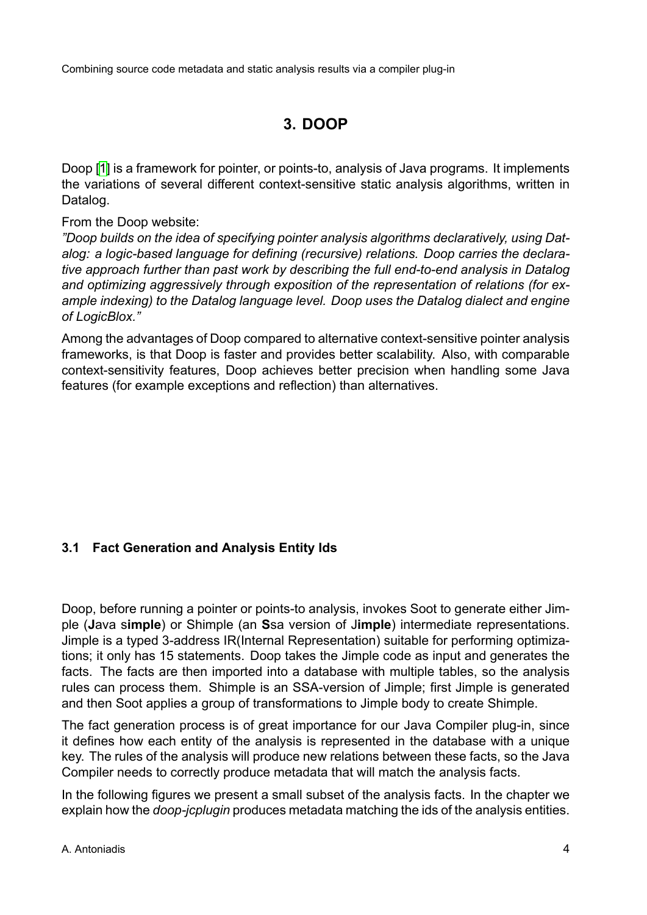# 3. DOOP

Doop [1] is a framework for pointer, or points-to, analysis of Java programs. It implements the variations of several different context-sensitive static analysis algorithms, written in Datalog.

From the Doop website:

*"Doop builds on the idea of specifying pointer analysis algorithms declaratively, using Datalog: a logic-based language for defining (recursive) relations. Doop carries the declarative approach further than past work by describing the full end-to-end analysis in Datalog and optimizing aggressively through exposition of the representation of relations (for example indexing) to the Datalog language level. Doop uses the Datalog dialect and engine of LogicBlox."*

Among the advantages of Doop compared to alternative context-sensitive pointer analysis frameworks, is that Doop is faster and provides better scalability. Also, with comparable context-sensitivity features, Doop achieves better precision when handling some Java features (for example exceptions and reflection) than alternatives.

### 3.1 Fact Generation and Analysis Entity Ids

Doop, before running a pointer or points-to analysis, invokes Soot to generate either Jimple (**J**ava s**imple**) or Shimple (an **S**sa version of J**imple**) intermediate representations. Jimple is a typed 3-address IR(Internal Representation) suitable for performing optimizations; it only has 15 statements. Doop takes the Jimple code as input and generates the facts. The facts are then imported into a database with multiple tables, so the analysis rules can process them. Shimple is an SSA-version of Jimple; first Jimple is generated and then Soot applies a group of transformations to Jimple body to create Shimple.

The fact generation process is of great importance for our Java Compiler plug-in, since it defines how each entity of the analysis is represented in the database with a unique key. The rules of the analysis will produce new relations between these facts, so the Java Compiler needs to correctly produce metadata that will match the analysis facts.

In the following figures we present a small subset of the analysis facts. In the chapter we explain how the *doop-jcplugin* produces metadata matching the ids of the analysis entities.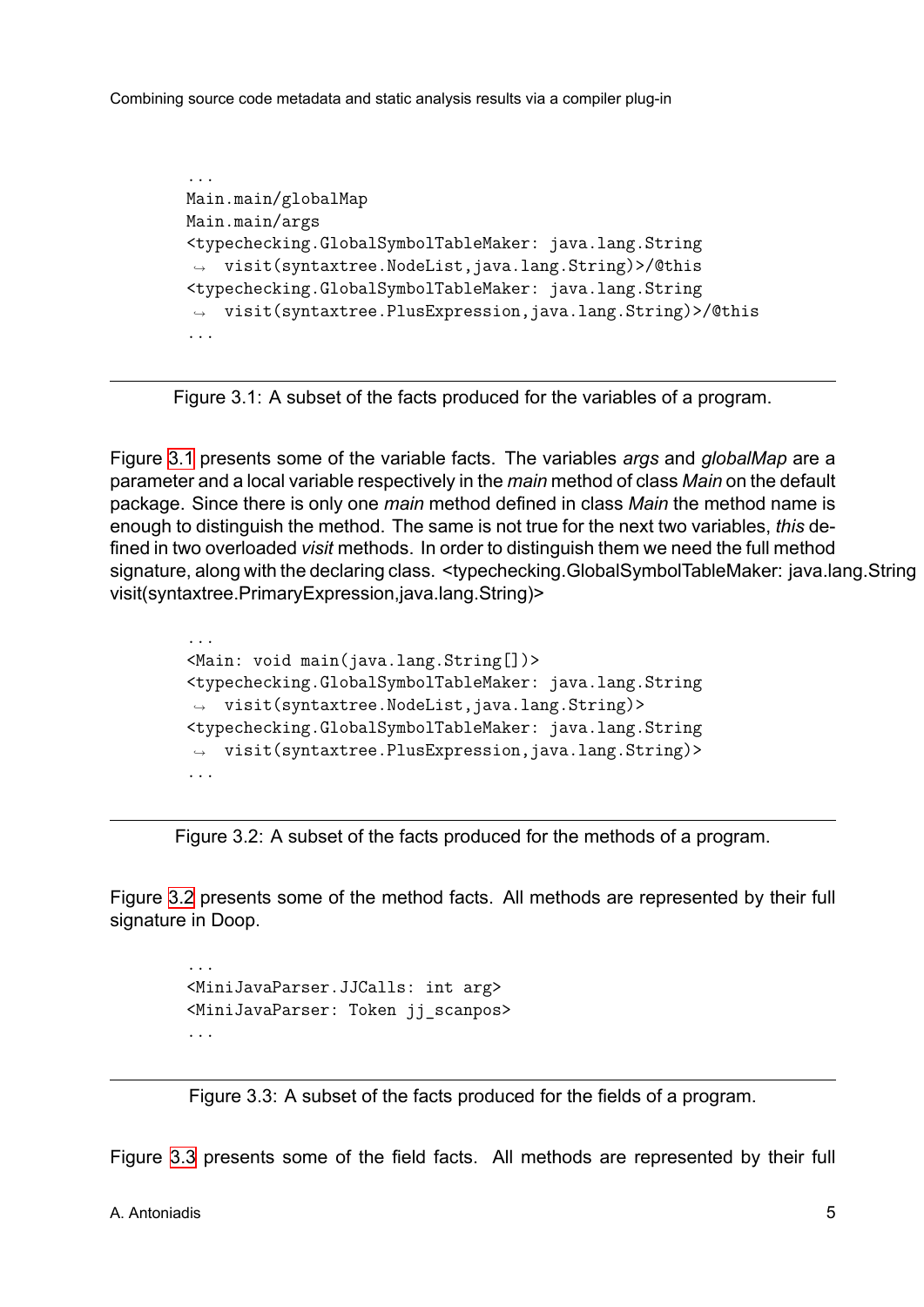```
...
Main.main/globalMap
Main.main/args
<typechecking.GlobalSymbolTableMaker: java.lang.String
 ↪  visit(syntaxtree.NodeList,java.lang.String)>/@this
<typechecking.GlobalSymbolTableMaker: java.lang.String
 ↪  visit(syntaxtree.PlusExpression,java.lang.String)>/@this
...
```

Figure 3.1: A subset of the facts produced for the variables of a program.

Figure 3.1 presents some of the variable facts. The variables *args* and *globalMap* are a parameter and a local variable respectively in the *main* method of class *Main* on the default package. Since there is only one *main* method defined in class *Main* the method name is enough to distinguish the method. The same is not true for the next two variables, *this* defined in two overloaded *visit* methods. In order to distinguish them we need the full method signature, along with the declaring class. <typechecking.GlobalSymbolTableMaker: java.lang.String visit(syntaxtree.PrimaryExpression,java.lang.String)>

```
...
<Main: void main(java.lang.String[])>
<typechecking.GlobalSymbolTableMaker: java.lang.String
 ↪  visit(syntaxtree.NodeList,java.lang.String)>
<typechecking.GlobalSymbolTableMaker: java.lang.String
 ↪  visit(syntaxtree.PlusExpression,java.lang.String)>
...
```

Figure 3.2: A subset of the facts produced for the methods of a program.

Figure 3.2 presents some of the method facts. All methods are represented by their full signature in Doop.

```
...
<MiniJavaParser.JJCalls: int arg>
<MiniJavaParser: Token jj_scanpos>
...
```

Figure 3.3: A subset of the facts produced for the fields of a program.

Figure 3.3 presents some of the field facts. All methods are represented by their full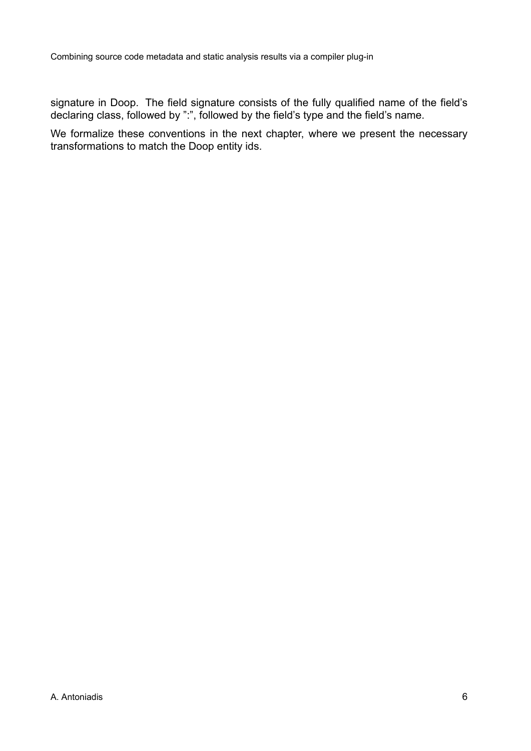signature in Doop. The field signature consists of the fully qualified name of the field's declaring class, followed by ":", followed by the field's type and the field's name.

We formalize these conventions in the next chapter, where we present the necessary transformations to match the Doop entity ids.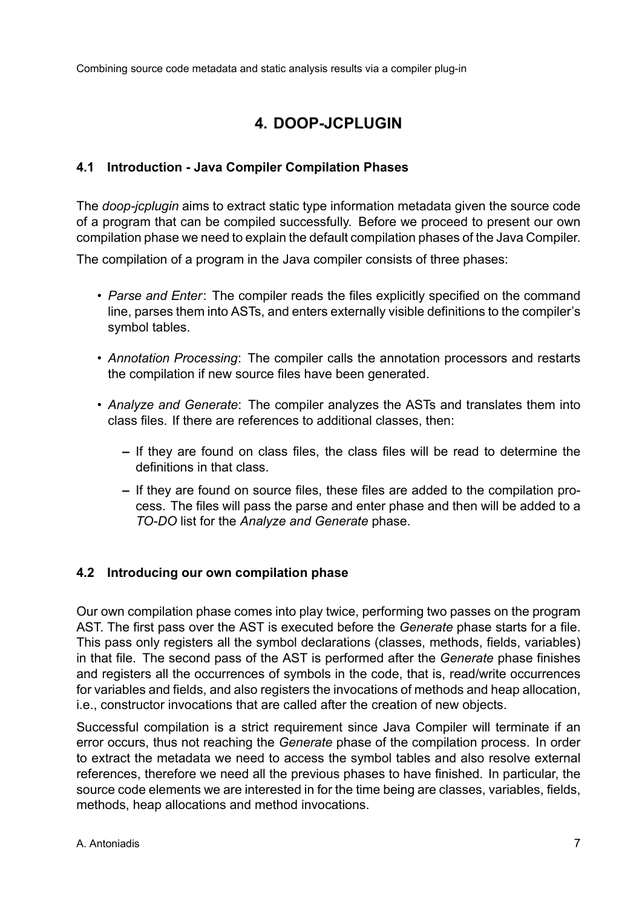# 4. DOOP-JCPLUGIN

## 4.1 Introduction - Java Compiler Compilation Phases

The *doop-jcplugin* aims to extract static type information metadata given the source code of a program that can be compiled successfully. Before we proceed to present our own compilation phase we need to explain the default compilation phases of the Java Compiler.

The compilation of a program in the Java compiler consists of three phases:

- *Parse and Enter*: The compiler reads the files explicitly specified on the command line, parses them into ASTs, and enters externally visible definitions to the compiler's symbol tables.
- *Annotation Processing*: The compiler calls the annotation processors and restarts the compilation if new source files have been generated.
- *Analyze and Generate*: The compiler analyzes the ASTs and translates them into class files. If there are references to additional classes, then:
  - If they are found on class files, the class files will be read to determine the definitions in that class.
  - If they are found on source files, these files are added to the compilation process. The files will pass the parse and enter phase and then will be added to a *TO-DO* list for the *Analyze and Generate* phase.

## 4.2 Introducing our own compilation phase

Our own compilation phase comes into play twice, performing two passes on the program AST. The first pass over the AST is executed before the *Generate* phase starts for a file. This pass only registers all the symbol declarations (classes, methods, fields, variables) in that file. The second pass of the AST is performed after the *Generate* phase finishes and registers all the occurrences of symbols in the code, that is, read/write occurrences for variables and fields, and also registers the invocations of methods and heap allocation, i.e., constructor invocations that are called after the creation of new objects.

Successful compilation is a strict requirement since Java Compiler will terminate if an error occurs, thus not reaching the *Generate* phase of the compilation process. In order to extract the metadata we need to access the symbol tables and also resolve external references, therefore we need all the previous phases to have finished. In particular, the source code elements we are interested in for the time being are classes, variables, fields, methods, heap allocations and method invocations.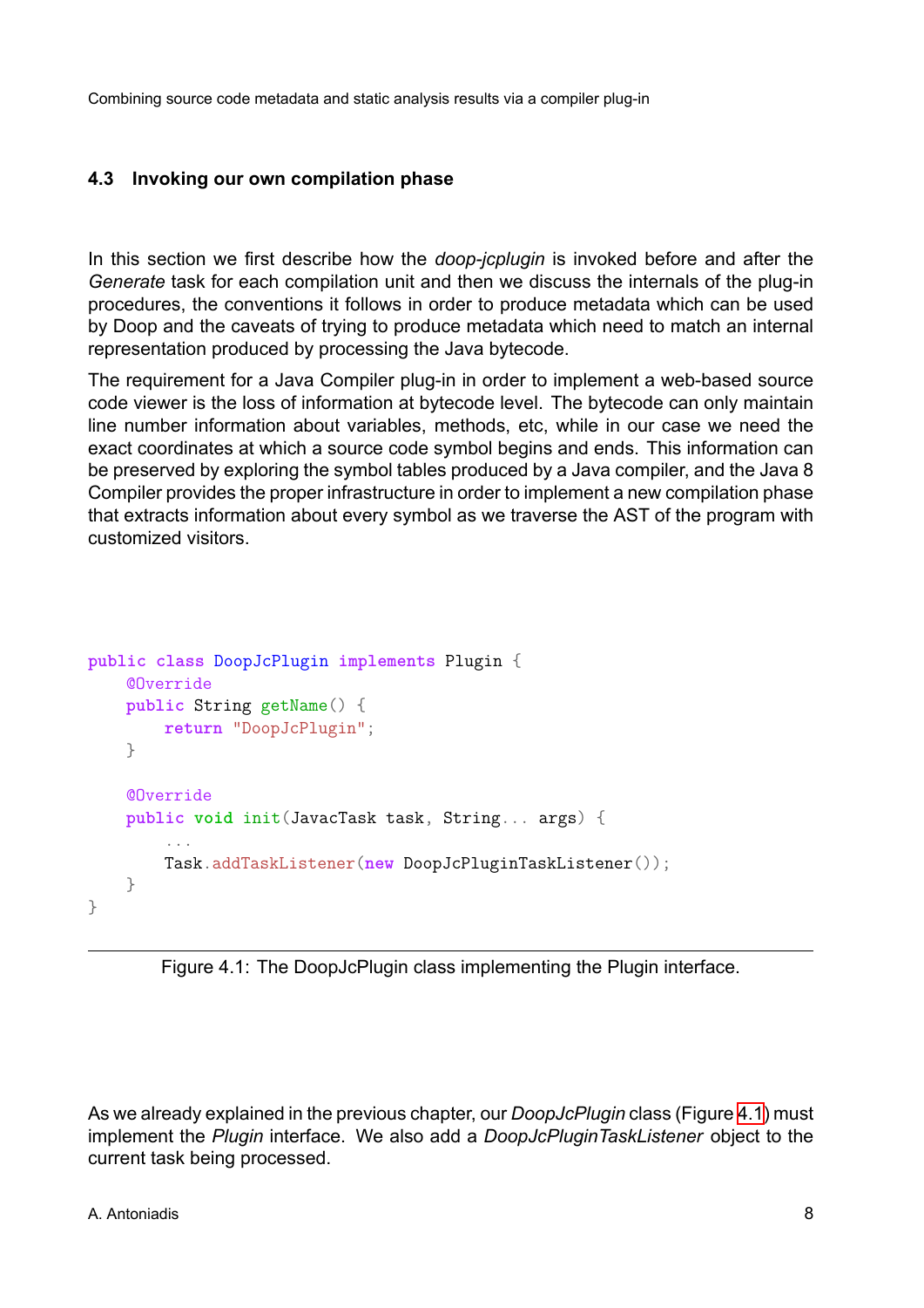### 4.3 Invoking our own compilation phase

In this section we first describe how the *doop-jcplugin* is invoked before and after the *Generate* task for each compilation unit and then we discuss the internals of the plug-in procedures, the conventions it follows in order to produce metadata which can be used by Doop and the caveats of trying to produce metadata which need to match an internal representation produced by processing the Java bytecode.

The requirement for a Java Compiler plug-in in order to implement a web-based source code viewer is the loss of information at bytecode level. The bytecode can only maintain line number information about variables, methods, etc, while in our case we need the exact coordinates at which a source code symbol begins and ends. This information can be preserved by exploring the symbol tables produced by a Java compiler, and the Java 8 Compiler provides the proper infrastructure in order to implement a new compilation phase that extracts information about every symbol as we traverse the AST of the program with customized visitors.

```
public class DoopJcPlugin implements Plugin {
    @Override
    public String getName() {
        return "DoopJcPlugin";
    }

    @Override
    public void init(JavacTask task, String... args) {
        ...
        Task.addTaskListener(new DoopJcPluginTaskListener());
    }
}
```

Figure 4.1: The DoopJcPlugin class implementing the Plugin interface.

As we already explained in the previous chapter, our *DoopJcPlugin* class (Figure 4.1) must implement the *Plugin* interface. We also add a *DoopJcPluginTaskListener* object to the current task being processed.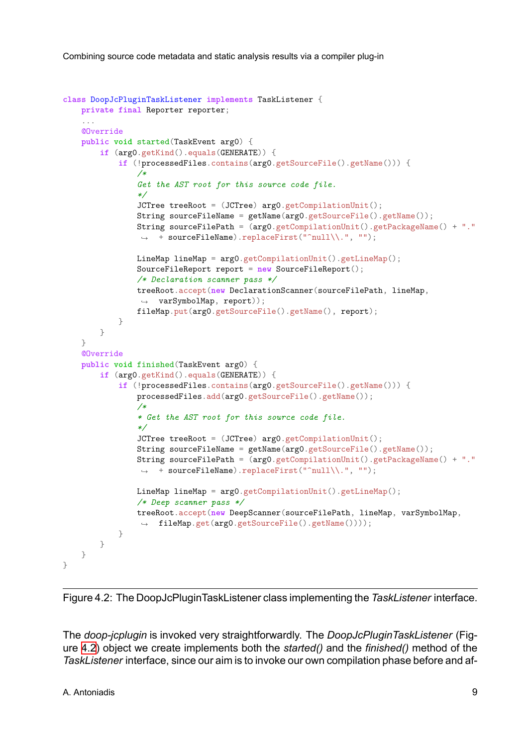```java
class DoopJcPluginTaskListener implements TaskListener {
    private final Reporter reporter;
    ...
    @Override
    public void started(TaskEvent arg0) {
        if (arg0.getKind().equals(GENERATE)) {
            if (!processedFiles.contains(arg0.getSourceFile().getName())) {
                /*
                Get the AST root for this source code file.
                */
                JCTree treeRoot = (JCTree) arg0.getCompilationUnit();
                String sourceFileName = getName(arg0.getSourceFile().getName());
                String sourceFilePath = (arg0.getCompilationUnit().getPackageName() + "."
                 ↪  + sourceFileName).replaceFirst("^null\\.", "");

                LineMap lineMap = arg0.getCompilationUnit().getLineMap();
                SourceFileReport report = new SourceFileReport();
                /* Declaration scanner pass */
                treeRoot.accept(new DeclarationScanner(sourceFilePath, lineMap,
                 ↪  varSymbolMap, report));
                fileMap.put(arg0.getSourceFile().getName(), report);
            }
        }
    }
    @Override
    public void finished(TaskEvent arg0) {
        if (arg0.getKind().equals(GENERATE)) {
            if (!processedFiles.contains(arg0.getSourceFile().getName())) {
                processedFiles.add(arg0.getSourceFile().getName());
                /*
                * Get the AST root for this source code file.
                */
                JCTree treeRoot = (JCTree) arg0.getCompilationUnit();
                String sourceFileName = getName(arg0.getSourceFile().getName());
                String sourceFilePath = (arg0.getCompilationUnit().getPackageName() + "."
                 ↪  + sourceFileName).replaceFirst("^null\\.", "");

                LineMap lineMap = arg0.getCompilationUnit().getLineMap();
                /* Deep scanner pass */
                treeRoot.accept(new DeepScanner(sourceFilePath, lineMap, varSymbolMap,
                 ↪  fileMap.get(arg0.getSourceFile().getName())));
            }
        }
    }
}
```

Figure 4.2: The DoopJcPluginTaskListener class implementing the *TaskListener* interface.

The *doop-jcplugin* is invoked very straightforwardly. The *DoopJcPluginTaskListener* (Figure 4.2) object we create implements both the *started()* and the *finished()* method of the *TaskListener* interface, since our aim is to invoke our own compilation phase before and af-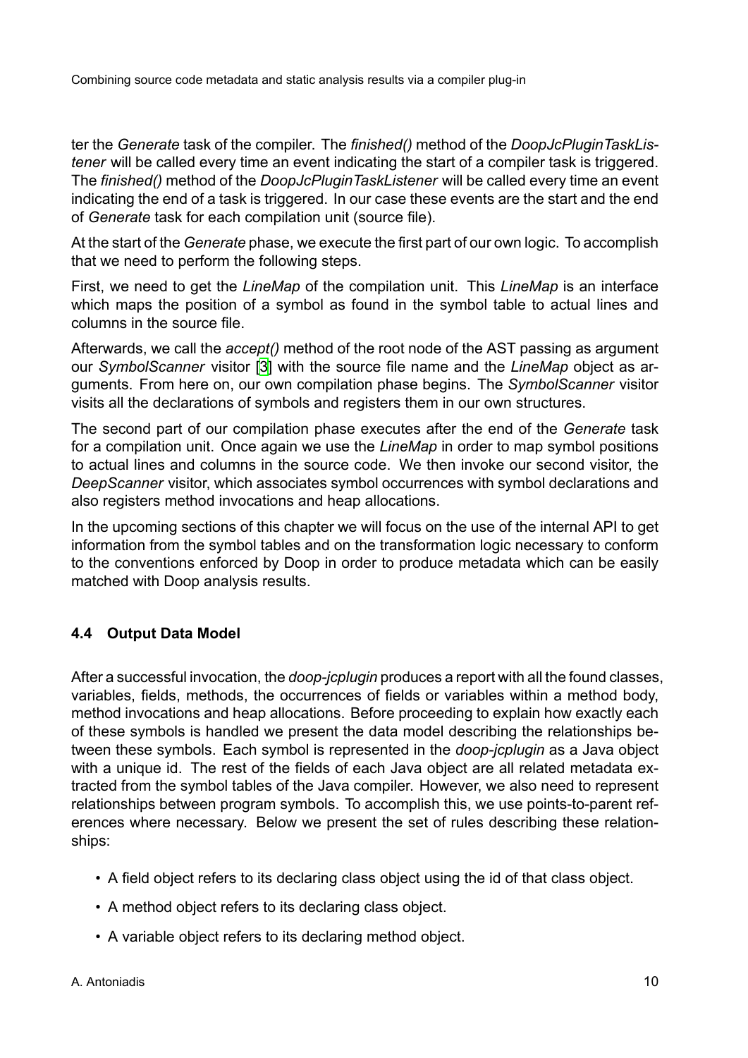ter the *Generate* task of the compiler. The *finished()* method of the *DoopJcPluginTaskListener* will be called every time an event indicating the start of a compiler task is triggered. The *finished()* method of the *DoopJcPluginTaskListener* will be called every time an event indicating the end of a task is triggered. In our case these events are the start and the end of *Generate* task for each compilation unit (source file).

At the start of the *Generate* phase, we execute the first part of our own logic. To accomplish that we need to perform the following steps.

First, we need to get the *LineMap* of the compilation unit. This *LineMap* is an interface which maps the position of a symbol as found in the symbol table to actual lines and columns in the source file.

Afterwards, we call the *accept()* method of the root node of the AST passing as argument our *SymbolScanner* visitor [3] with the source file name and the *LineMap* object as arguments. From here on, our own compilation phase begins. The *SymbolScanner* visitor visits all the declarations of symbols and registers them in our own structures.

The second part of our compilation phase executes after the end of the *Generate* task for a compilation unit. Once again we use the *LineMap* in order to map symbol positions to actual lines and columns in the source code. We then invoke our second visitor, the *DeepScanner* visitor, which associates symbol occurrences with symbol declarations and also registers method invocations and heap allocations.

In the upcoming sections of this chapter we will focus on the use of the internal API to get information from the symbol tables and on the transformation logic necessary to conform to the conventions enforced by Doop in order to produce metadata which can be easily matched with Doop analysis results.

### 4.4 Output Data Model

After a successful invocation, the *doop-jcplugin* produces a report with all the found classes, variables, fields, methods, the occurrences of fields or variables within a method body, method invocations and heap allocations. Before proceeding to explain how exactly each of these symbols is handled we present the data model describing the relationships between these symbols. Each symbol is represented in the *doop-jcplugin* as a Java object with a unique id. The rest of the fields of each Java object are all related metadata extracted from the symbol tables of the Java compiler. However, we also need to represent relationships between program symbols. To accomplish this, we use points-to-parent references where necessary. Below we present the set of rules describing these relationships:

- A field object refers to its declaring class object using the id of that class object.
- A method object refers to its declaring class object.
- A variable object refers to its declaring method object.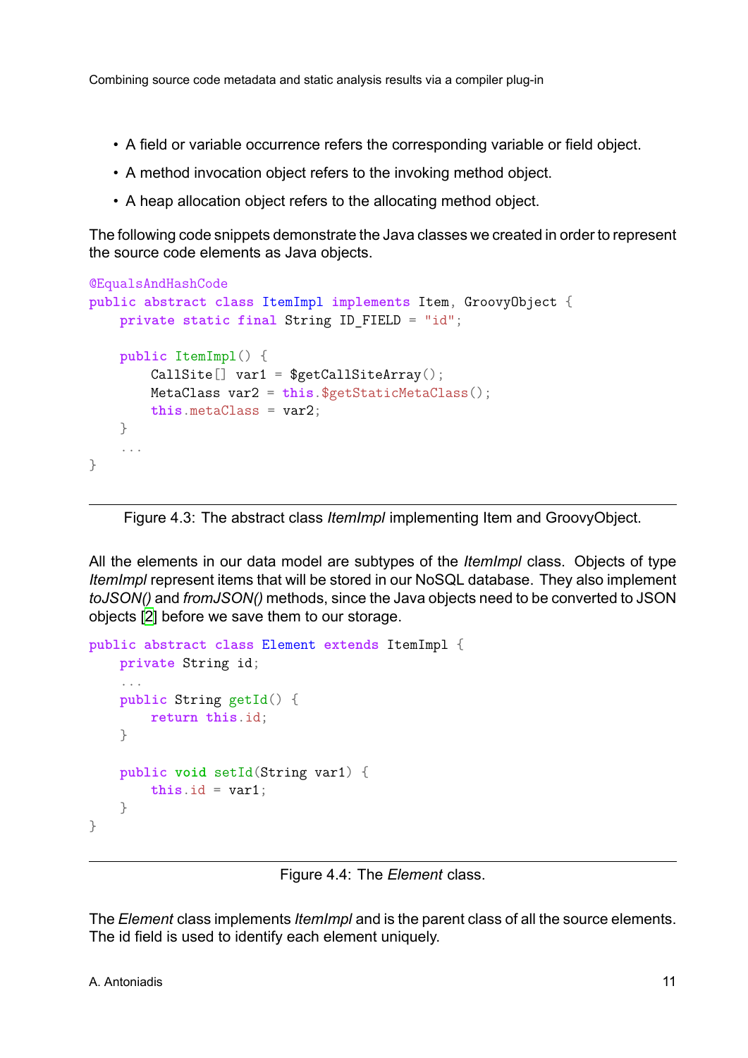- A field or variable occurrence refers the corresponding variable or field object.
- A method invocation object refers to the invoking method object.
- A heap allocation object refers to the allocating method object.

The following code snippets demonstrate the Java classes we created in order to represent the source code elements as Java objects.

```
@EqualsAndHashCode
public abstract class ItemImpl implements Item, GroovyObject {
    private static final String ID_FIELD = "id";

    public ItemImpl() {
        CallSite[] var1 = $getCallSiteArray();
        MetaClass var2 = this.$getStaticMetaClass();
        this.metaClass = var2;
    }
    ...
}
```

Figure 4.3: The abstract class *ItemImpl* implementing Item and GroovyObject.

All the elements in our data model are subtypes of the *ItemImpl* class. Objects of type *ItemImpl* represent items that will be stored in our NoSQL database. They also implement *toJSON()* and *fromJSON()* methods, since the Java objects need to be converted to JSON objects [2] before we save them to our storage.

```
public abstract class Element extends ItemImpl {
    private String id;
    ...
    public String getId() {
        return this.id;
    }

    public void setId(String var1) {
        this.id = var1;
    }
}
```

Figure 4.4: The *Element* class.

The *Element* class implements *ItemImpl* and is the parent class of all the source elements. The id field is used to identify each element uniquely.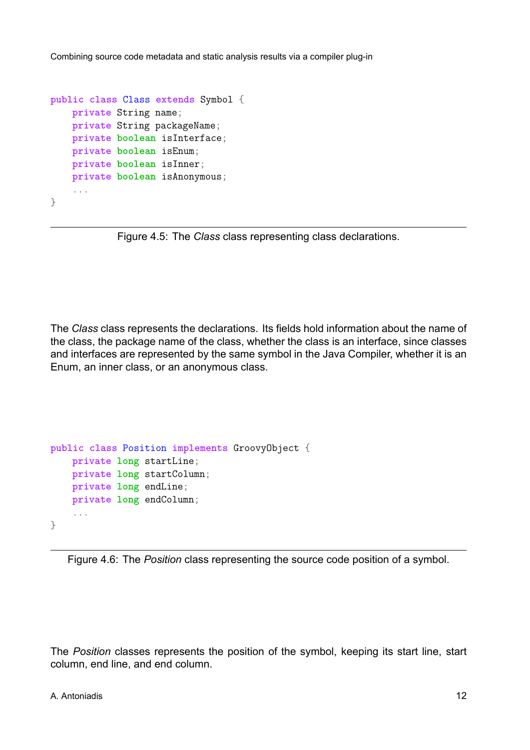```java
public class Class extends Symbol {
    private String name;
    private String packageName;
    private boolean isInterface;
    private boolean isEnum;
    private boolean isInner;
    private boolean isAnonymous;
    ...
}
```

Figure 4.5: The *Class* class representing class declarations.

The *Class* class represents the declarations. Its fields hold information about the name of the class, the package name of the class, whether the class is an interface, since classes and interfaces are represented by the same symbol in the Java Compiler, whether it is an Enum, an inner class, or an anonymous class.

```java
public class Position implements GroovyObject {
    private long startLine;
    private long startColumn;
    private long endLine;
    private long endColumn;
    ...
}
```

Figure 4.6: The *Position* class representing the source code position of a symbol.

The *Position* classes represents the position of the symbol, keeping its start line, start column, end line, and end column.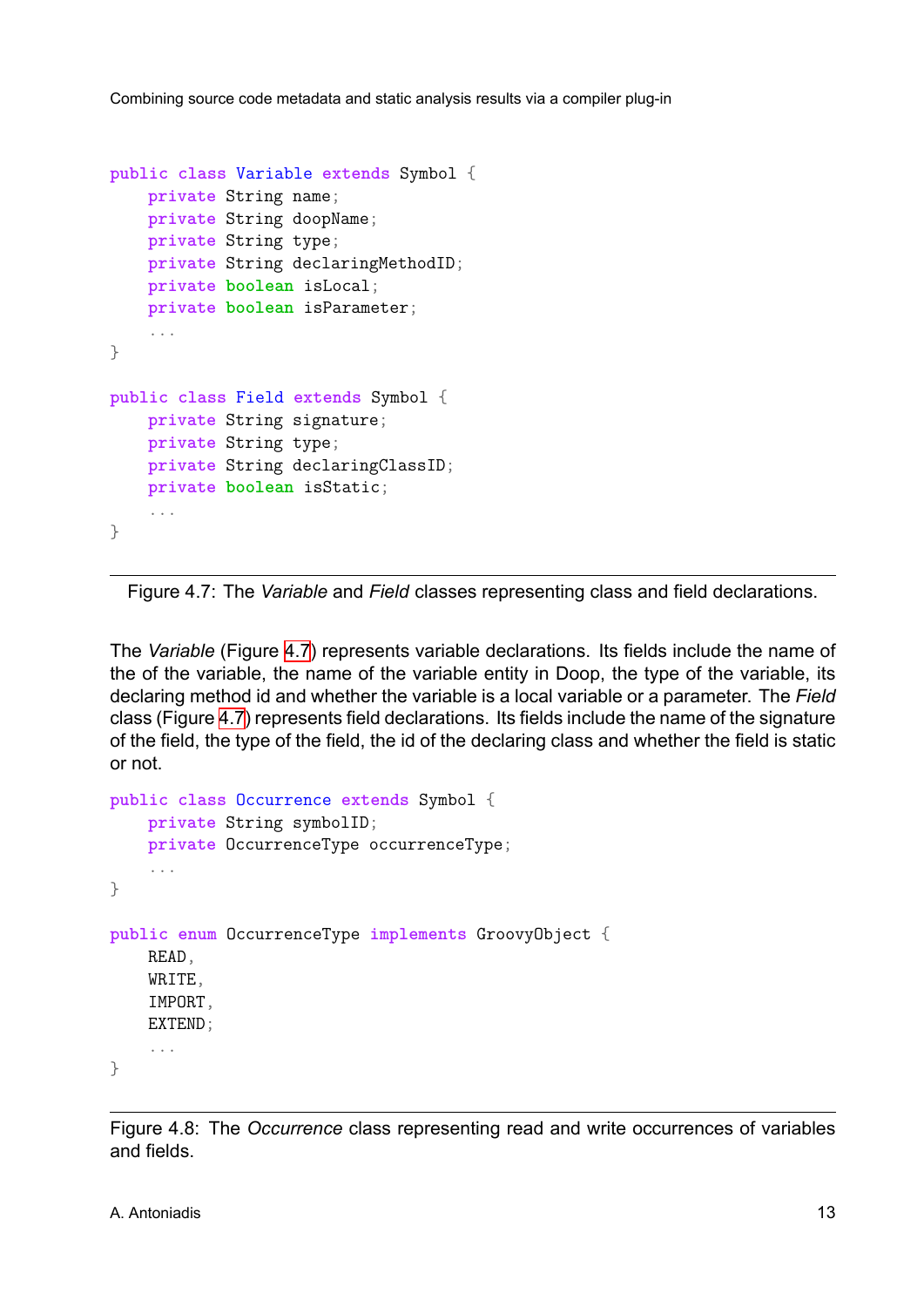```
public class Variable extends Symbol {
    private String name;
    private String doopName;
    private String type;
    private String declaringMethodID;
    private boolean isLocal;
    private boolean isParameter;
    ...
}

public class Field extends Symbol {
    private String signature;
    private String type;
    private String declaringClassID;
    private boolean isStatic;
    ...
}
```

Figure 4.7: The *Variable* and *Field* classes representing class and field declarations.

The *Variable* (Figure 4.7) represents variable declarations. Its fields include the name of the of the variable, the name of the variable entity in Doop, the type of the variable, its declaring method id and whether the variable is a local variable or a parameter. The *Field* class (Figure 4.7) represents field declarations. Its fields include the name of the signature of the field, the type of the field, the id of the declaring class and whether the field is static or not.

```
public class Occurrence extends Symbol {
    private String symbolID;
    private OccurrenceType occurrenceType;
    ...
}

public enum OccurrenceType implements GroovyObject {
    READ,
    WRITE,
    IMPORT,
    EXTEND;
    ...
}
```

Figure 4.8: The *Occurrence* class representing read and write occurrences of variables and fields.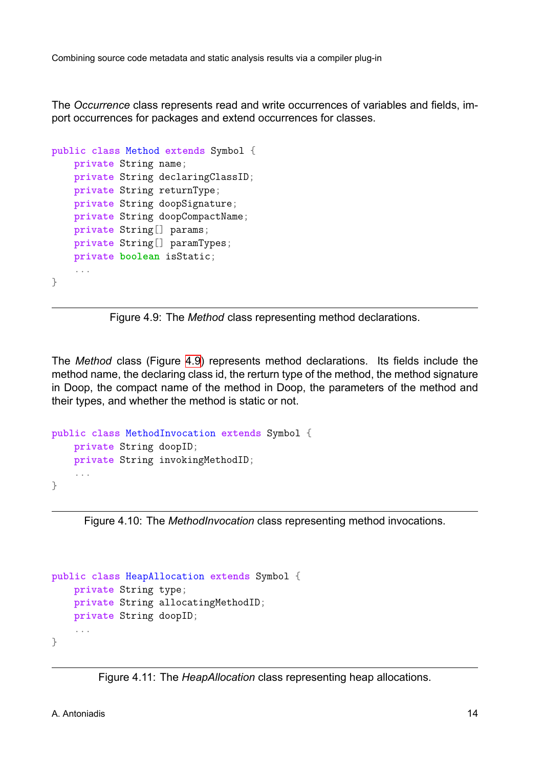The *Occurrence* class represents read and write occurrences of variables and fields, import occurrences for packages and extend occurrences for classes.

```
public class Method extends Symbol {
    private String name;
    private String declaringClassID;
    private String returnType;
    private String doopSignature;
    private String doopCompactName;
    private String[] params;
    private String[] paramTypes;
    private boolean isStatic;
    ...
}
```

Figure 4.9: The *Method* class representing method declarations.

The *Method* class (Figure 4.9) represents method declarations. Its fields include the method name, the declaring class id, the rerturn type of the method, the method signature in Doop, the compact name of the method in Doop, the parameters of the method and their types, and whether the method is static or not.

```
public class MethodInvocation extends Symbol {
    private String doopID;
    private String invokingMethodID;
    ...
}
```

Figure 4.10: The *MethodInvocation* class representing method invocations.

```
public class HeapAllocation extends Symbol {
    private String type;
    private String allocatingMethodID;
    private String doopID;
    ...
}
```

Figure 4.11: The *HeapAllocation* class representing heap allocations.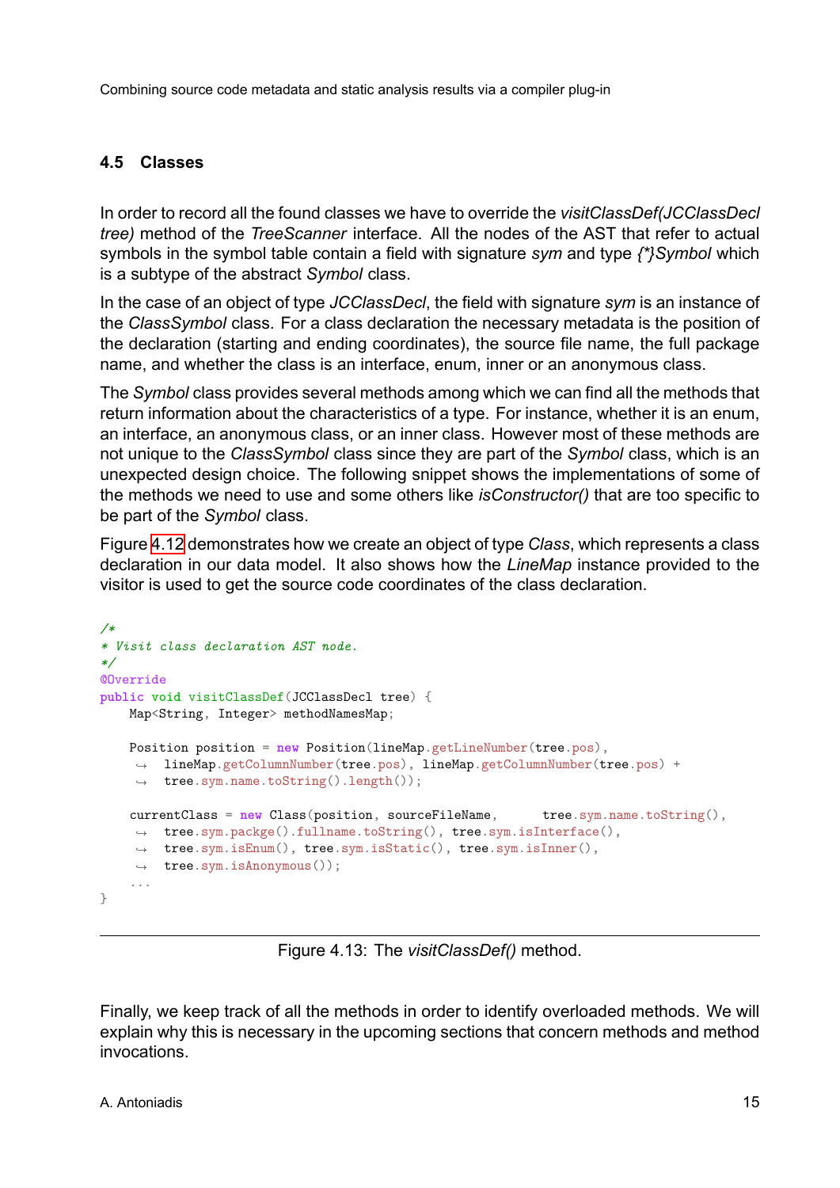## 4.5 Classes

In order to record all the found classes we have to override the *visitClassDef(JCClassDecl tree)* method of the *TreeScanner* interface. All the nodes of the AST that refer to actual symbols in the symbol table contain a field with signature *sym* and type *{*}Symbol* which is a subtype of the abstract *Symbol* class.

In the case of an object of type *JCClassDecl*, the field with signature *sym* is an instance of the *ClassSymbol* class. For a class declaration the necessary metadata is the position of the declaration (starting and ending coordinates), the source file name, the full package name, and whether the class is an interface, enum, inner or an anonymous class.

The *Symbol* class provides several methods among which we can find all the methods that return information about the characteristics of a type. For instance, whether it is an enum, an interface, an anonymous class, or an inner class. However most of these methods are not unique to the *ClassSymbol* class since they are part of the *Symbol* class, which is an unexpected design choice. The following snippet shows the implementations of some of the methods we need to use and some others like *isConstructor()* that are too specific to be part of the *Symbol* class.

Figure 4.12 demonstrates how we create an object of type *Class*, which represents a class declaration in our data model. It also shows how the *LineMap* instance provided to the visitor is used to get the source code coordinates of the class declaration.

```
/*
* Visit class declaration AST node.
*/
@Override
public void visitClassDef(JCClassDecl tree) {
    Map<String, Integer> methodNamesMap;

    Position position = new Position(lineMap.getLineNumber(tree.pos),
     ↪  lineMap.getColumnNumber(tree.pos), lineMap.getColumnNumber(tree.pos) +
     ↪  tree.sym.name.toString().length());

    currentClass = new Class(position, sourceFileName,      tree.sym.name.toString(),
     ↪  tree.sym.packge().fullname.toString(), tree.sym.isInterface(),
     ↪  tree.sym.isEnum(), tree.sym.isStatic(), tree.sym.isInner(),
     ↪  tree.sym.isAnonymous());
    ...
}
```

Figure 4.13: The *visitClassDef()* method.

Finally, we keep track of all the methods in order to identify overloaded methods. We will explain why this is necessary in the upcoming sections that concern methods and method invocations.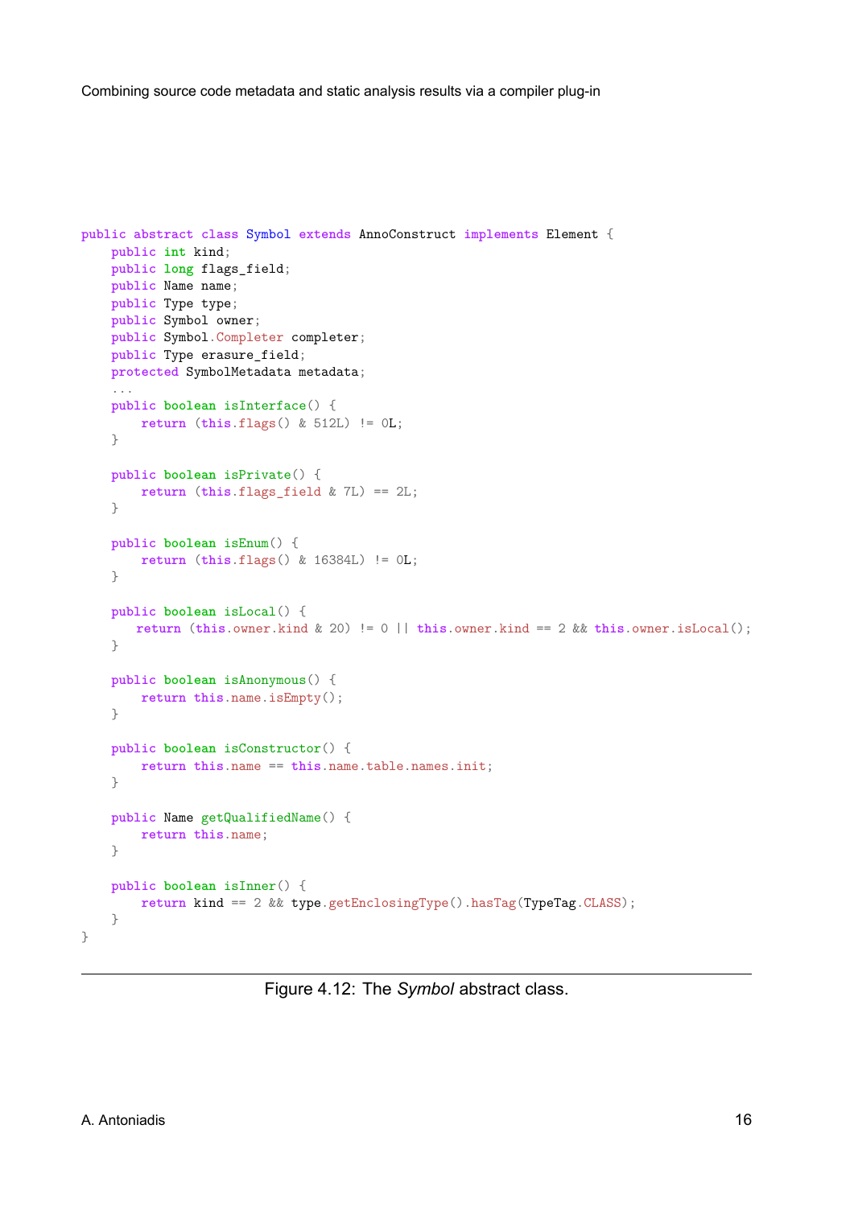```java
public abstract class Symbol extends AnnoConstruct implements Element {
    public int kind;
    public long flags_field;
    public Name name;
    public Type type;
    public Symbol owner;
    public Symbol.Completer completer;
    public Type erasure_field;
    protected SymbolMetadata metadata;
    ...
    public boolean isInterface() {
        return (this.flags() & 512L) != 0L;
    }

    public boolean isPrivate() {
        return (this.flags_field & 7L) == 2L;
    }

    public boolean isEnum() {
        return (this.flags() & 16384L) != 0L;
    }

    public boolean isLocal() {
       return (this.owner.kind & 20) != 0 || this.owner.kind == 2 && this.owner.isLocal();
    }

    public boolean isAnonymous() {
        return this.name.isEmpty();
    }

    public boolean isConstructor() {
        return this.name == this.name.table.names.init;
    }

    public Name getQualifiedName() {
        return this.name;
    }

    public boolean isInner() {
        return kind == 2 && type.getEnclosingType().hasTag(TypeTag.CLASS);
    }
}
```

Figure 4.12: The *Symbol* abstract class.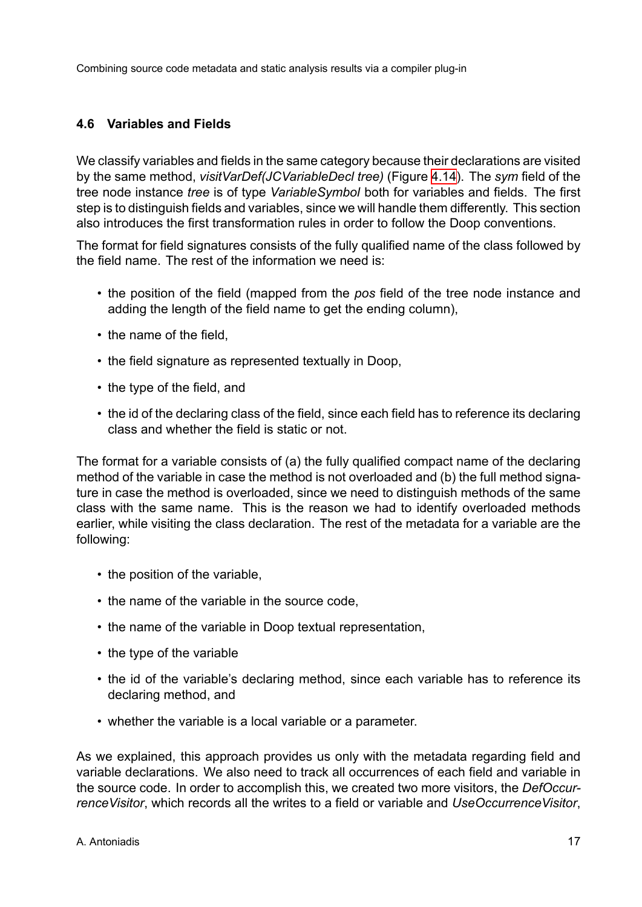## 4.6 Variables and Fields

We classify variables and fields in the same category because their declarations are visited by the same method, *visitVarDef(JCVariableDecl tree)* (Figure 4.14). The *sym* field of the tree node instance *tree* is of type *VariableSymbol* both for variables and fields. The first step is to distinguish fields and variables, since we will handle them differently. This section also introduces the first transformation rules in order to follow the Doop conventions.

The format for field signatures consists of the fully qualified name of the class followed by the field name. The rest of the information we need is:

- the position of the field (mapped from the *pos* field of the tree node instance and adding the length of the field name to get the ending column),
- the name of the field,
- the field signature as represented textually in Doop,
- the type of the field, and
- the id of the declaring class of the field, since each field has to reference its declaring class and whether the field is static or not.

The format for a variable consists of (a) the fully qualified compact name of the declaring method of the variable in case the method is not overloaded and (b) the full method signature in case the method is overloaded, since we need to distinguish methods of the same class with the same name. This is the reason we had to identify overloaded methods earlier, while visiting the class declaration. The rest of the metadata for a variable are the following:

- the position of the variable,
- the name of the variable in the source code,
- the name of the variable in Doop textual representation,
- the type of the variable
- the id of the variable's declaring method, since each variable has to reference its declaring method, and
- whether the variable is a local variable or a parameter.

As we explained, this approach provides us only with the metadata regarding field and variable declarations. We also need to track all occurrences of each field and variable in the source code. In order to accomplish this, we created two more visitors, the *DefOccurrenceVisitor*, which records all the writes to a field or variable and *UseOccurrenceVisitor*,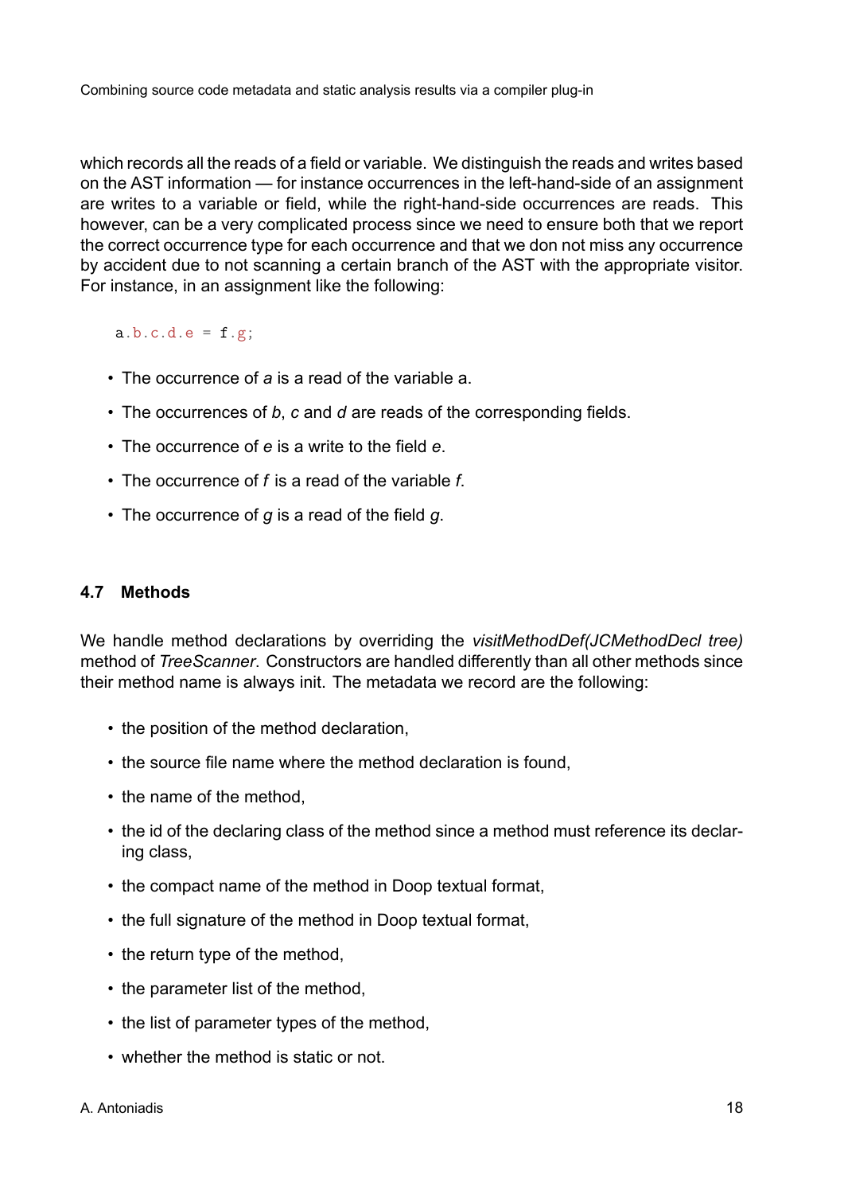which records all the reads of a field or variable. We distinguish the reads and writes based on the AST information — for instance occurrences in the left-hand-side of an assignment are writes to a variable or field, while the right-hand-side occurrences are reads. This however, can be a very complicated process since we need to ensure both that we report the correct occurrence type for each occurrence and that we don not miss any occurrence by accident due to not scanning a certain branch of the AST with the appropriate visitor. For instance, in an assignment like the following:

```
a.b.c.d.e = f.g;
```

- The occurrence of *a* is a read of the variable a.
- The occurrences of *b*, *c* and *d* are reads of the corresponding fields.
- The occurrence of *e* is a write to the field *e*.
- The occurrence of *f* is a read of the variable *f*.
- The occurrence of *g* is a read of the field *g*.

### 4.7 Methods

We handle method declarations by overriding the *visitMethodDef(JCMethodDecl tree)* method of *TreeScanner*. Constructors are handled differently than all other methods since their method name is always init. The metadata we record are the following:

- the position of the method declaration,
- the source file name where the method declaration is found,
- the name of the method,
- the id of the declaring class of the method since a method must reference its declaring class,
- the compact name of the method in Doop textual format,
- the full signature of the method in Doop textual format,
- the return type of the method,
- the parameter list of the method,
- the list of parameter types of the method,
- whether the method is static or not.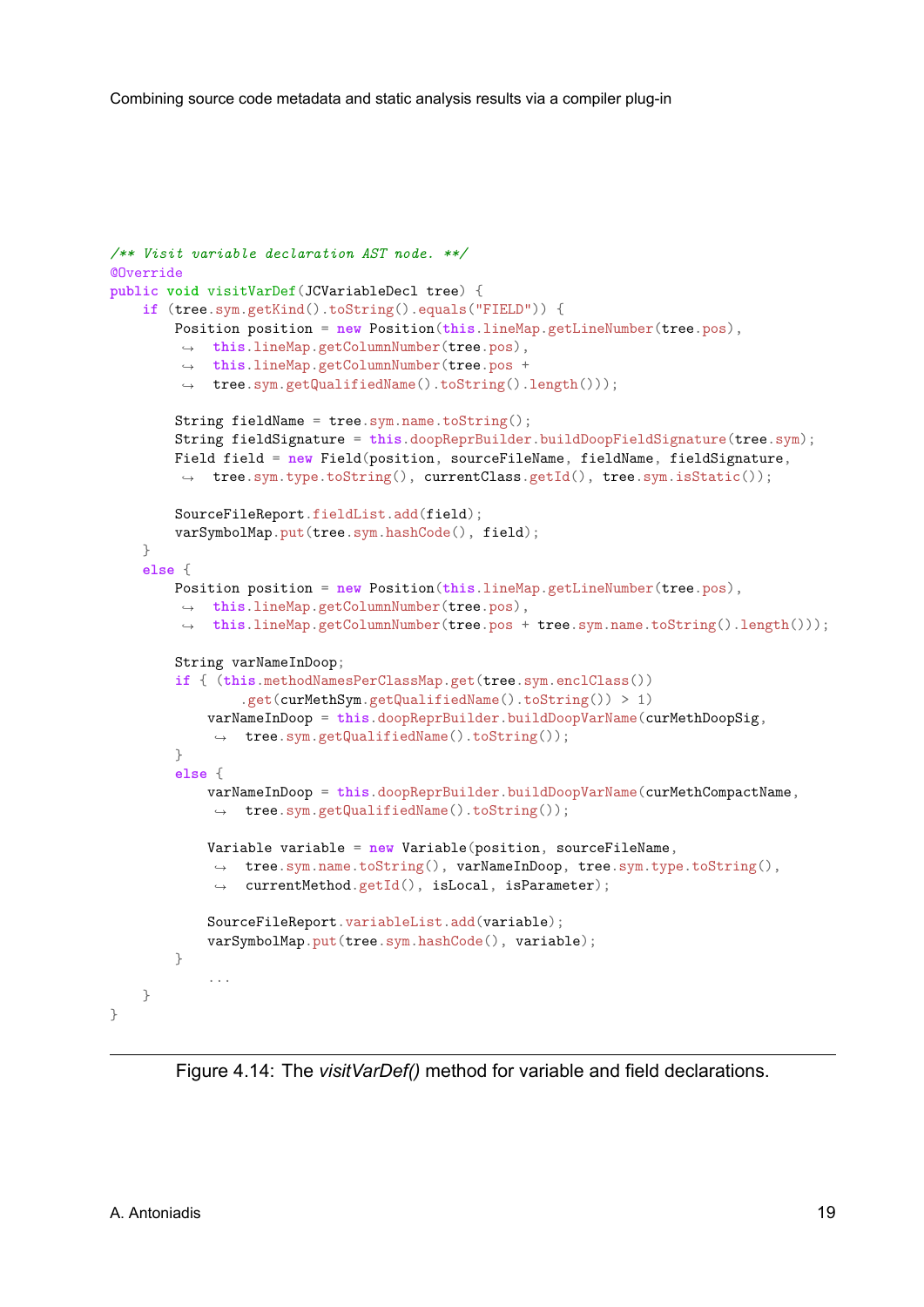```java
/** Visit variable declaration AST node. **/
@Override
public void visitVarDef(JCVariableDecl tree) {
    if (tree.sym.getKind().toString().equals("FIELD")) {
        Position position = new Position(this.lineMap.getLineNumber(tree.pos),
         ↪  this.lineMap.getColumnNumber(tree.pos),
         ↪  this.lineMap.getColumnNumber(tree.pos +
         ↪  tree.sym.getQualifiedName().toString().length()));

        String fieldName = tree.sym.name.toString();
        String fieldSignature = this.doopReprBuilder.buildDoopFieldSignature(tree.sym);
        Field field = new Field(position, sourceFileName, fieldName, fieldSignature,
         ↪  tree.sym.type.toString(), currentClass.getId(), tree.sym.isStatic());

        SourceFileReport.fieldList.add(field);
        varSymbolMap.put(tree.sym.hashCode(), field);
    }
    else {
        Position position = new Position(this.lineMap.getLineNumber(tree.pos),
         ↪  this.lineMap.getColumnNumber(tree.pos),
         ↪  this.lineMap.getColumnNumber(tree.pos + tree.sym.name.toString().length()));

        String varNameInDoop;
        if { (this.methodNamesPerClassMap.get(tree.sym.enclClass())
                .get(curMethSym.getQualifiedName().toString()) > 1)
            varNameInDoop = this.doopReprBuilder.buildDoopVarName(curMethDoopSig,
             ↪  tree.sym.getQualifiedName().toString());
        }
        else {
            varNameInDoop = this.doopReprBuilder.buildDoopVarName(curMethCompactName,
             ↪  tree.sym.getQualifiedName().toString());

            Variable variable = new Variable(position, sourceFileName,
             ↪  tree.sym.name.toString(), varNameInDoop, tree.sym.type.toString(),
             ↪  currentMethod.getId(), isLocal, isParameter);

            SourceFileReport.variableList.add(variable);
            varSymbolMap.put(tree.sym.hashCode(), variable);
        }
            ...
    }
}
```

Figure 4.14: The *visitVarDef()* method for variable and field declarations.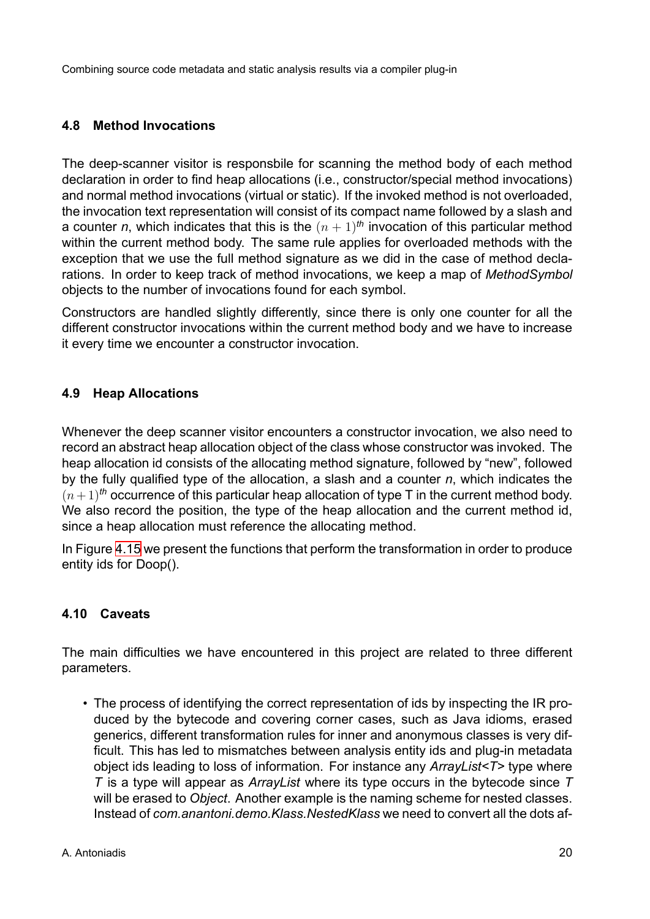### 4.8 Method Invocations

The deep-scanner visitor is responsbile for scanning the method body of each method declaration in order to find heap allocations (i.e., constructor/special method invocations) and normal method invocations (virtual or static). If the invoked method is not overloaded, the invocation text representation will consist of its compact name followed by a slash and a counter *n*, which indicates that this is the $(n+1)^{th}$ invocation of this particular method within the current method body. The same rule applies for overloaded methods with the exception that we use the full method signature as we did in the case of method declarations. In order to keep track of method invocations, we keep a map of *MethodSymbol* objects to the number of invocations found for each symbol.

Constructors are handled slightly differently, since there is only one counter for all the different constructor invocations within the current method body and we have to increase it every time we encounter a constructor invocation.

### 4.9 Heap Allocations

Whenever the deep scanner visitor encounters a constructor invocation, we also need to record an abstract heap allocation object of the class whose constructor was invoked. The heap allocation id consists of the allocating method signature, followed by "new", followed by the fully qualified type of the allocation, a slash and a counter *n*, which indicates the $(n+1)^{th}$ occurrence of this particular heap allocation of type T in the current method body. We also record the position, the type of the heap allocation and the current method id, since a heap allocation must reference the allocating method.

In Figure 4.15 we present the functions that perform the transformation in order to produce entity ids for Doop().

### 4.10 Caveats

The main difficulties we have encountered in this project are related to three different parameters.

- The process of identifying the correct representation of ids by inspecting the IR produced by the bytecode and covering corner cases, such as Java idioms, erased generics, different transformation rules for inner and anonymous classes is very difficult. This has led to mismatches between analysis entity ids and plug-in metadata object ids leading to loss of information. For instance any *ArrayList<T>* type where *T* is a type will appear as *ArrayList* where its type occurs in the bytecode since *T* will be erased to *Object*. Another example is the naming scheme for nested classes. Instead of *com.anantoni.demo.Klass.NestedKlass* we need to convert all the dots af-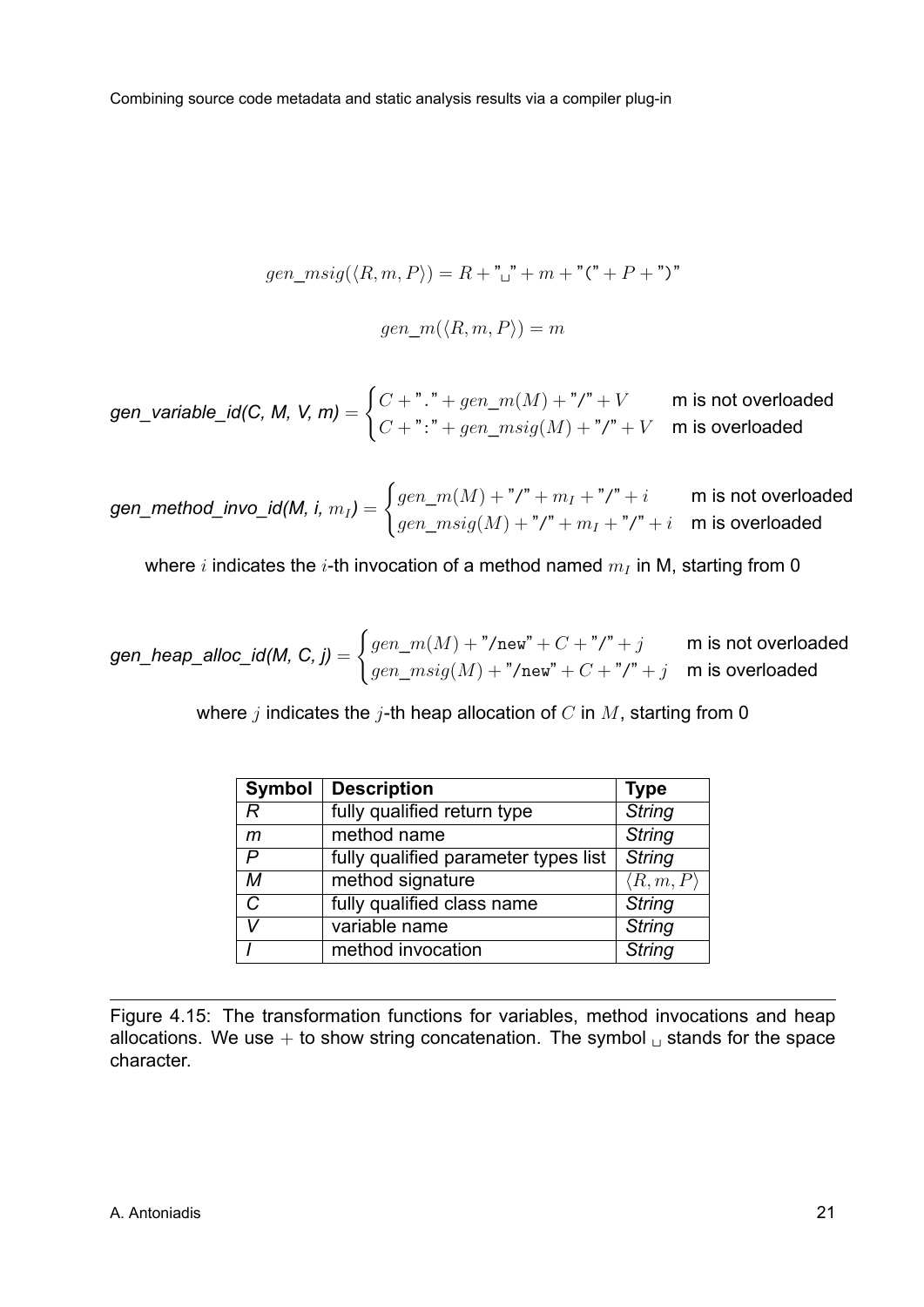$$gen\_msig(\langle R, m, P\rangle) = R + \text{"}\textvisiblespace\text{"} + m + \text{"("} + P + \text{")"}$$

$$gen\_m(\langle R, m, P\rangle) = m$$

$$\textit{gen\_variable\_id(C, M, V, m)} = \begin{cases} C + \text{"."} + gen\_m(M) + \text{"/"} + V & \text{m is not overloaded} \\ C + \text{":"} + gen\_msig(M) + \text{"/"} + V & \text{m is overloaded} \end{cases}$$

$$\textit{gen\_method\_invo\_id(M, i, } m_I\textit{)} = \begin{cases} gen\_m(M) + \text{"/"} + m_I + \text{"/"} + i & \text{m is not overloaded} \\ gen\_msig(M) + \text{"/"} + m_I + \text{"/"} + i & \text{m is overloaded} \end{cases}$$

where $i$ indicates the $i$-th invocation of a method named $m_I$ in M, starting from 0

$$\textit{gen\_heap\_alloc\_id(M, C, j)} = \begin{cases} gen\_m(M) + \text{"/new"} + C + \text{"/"} + j & \text{m is not overloaded} \\ gen\_msig(M) + \text{"/new"} + C + \text{"/"} + j & \text{m is overloaded} \end{cases}$$

where $j$ indicates the $j$-th heap allocation of $C$ in $M$, starting from 0

| Symbol | Description | Type |
|---|---|---|
| *R* | fully qualified return type | *String* |
| *m* | method name | *String* |
| *P* | fully qualified parameter types list | *String* |
| *M* | method signature | $\langle R, m, P\rangle$ |
| *C* | fully qualified class name | *String* |
| *V* | variable name | *String* |
| *I* | method invocation | *String* |

Figure 4.15: The transformation functions for variables, method invocations and heap allocations. We use $+$ to show string concatenation. The symbol $\textvisiblespace$ stands for the space character.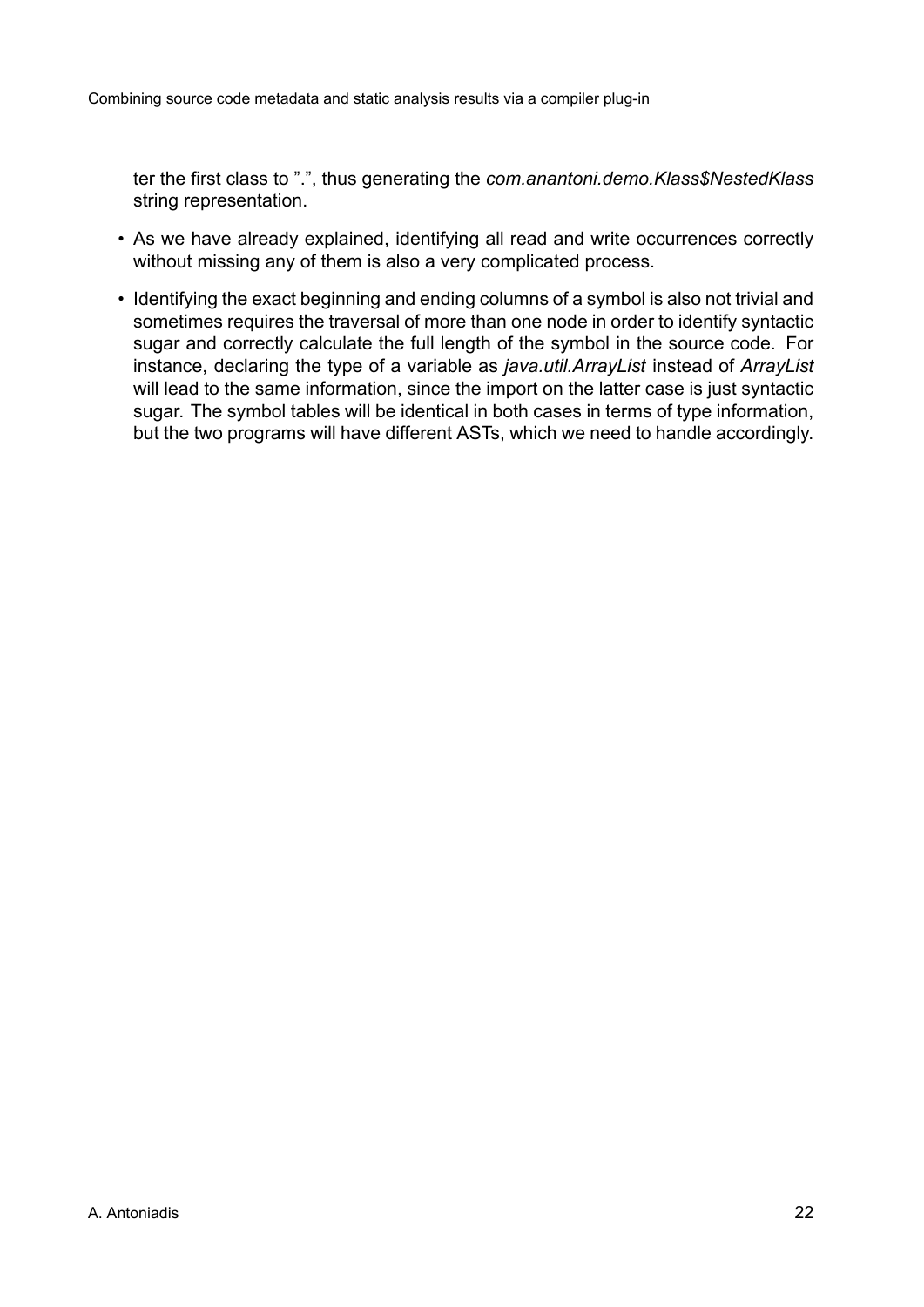ter the first class to ".", thus generating the *com.anantoni.demo.Klass$NestedKlass* string representation.

- As we have already explained, identifying all read and write occurrences correctly without missing any of them is also a very complicated process.
- Identifying the exact beginning and ending columns of a symbol is also not trivial and sometimes requires the traversal of more than one node in order to identify syntactic sugar and correctly calculate the full length of the symbol in the source code. For instance, declaring the type of a variable as *java.util.ArrayList* instead of *ArrayList* will lead to the same information, since the import on the latter case is just syntactic sugar. The symbol tables will be identical in both cases in terms of type information, but the two programs will have different ASTs, which we need to handle accordingly.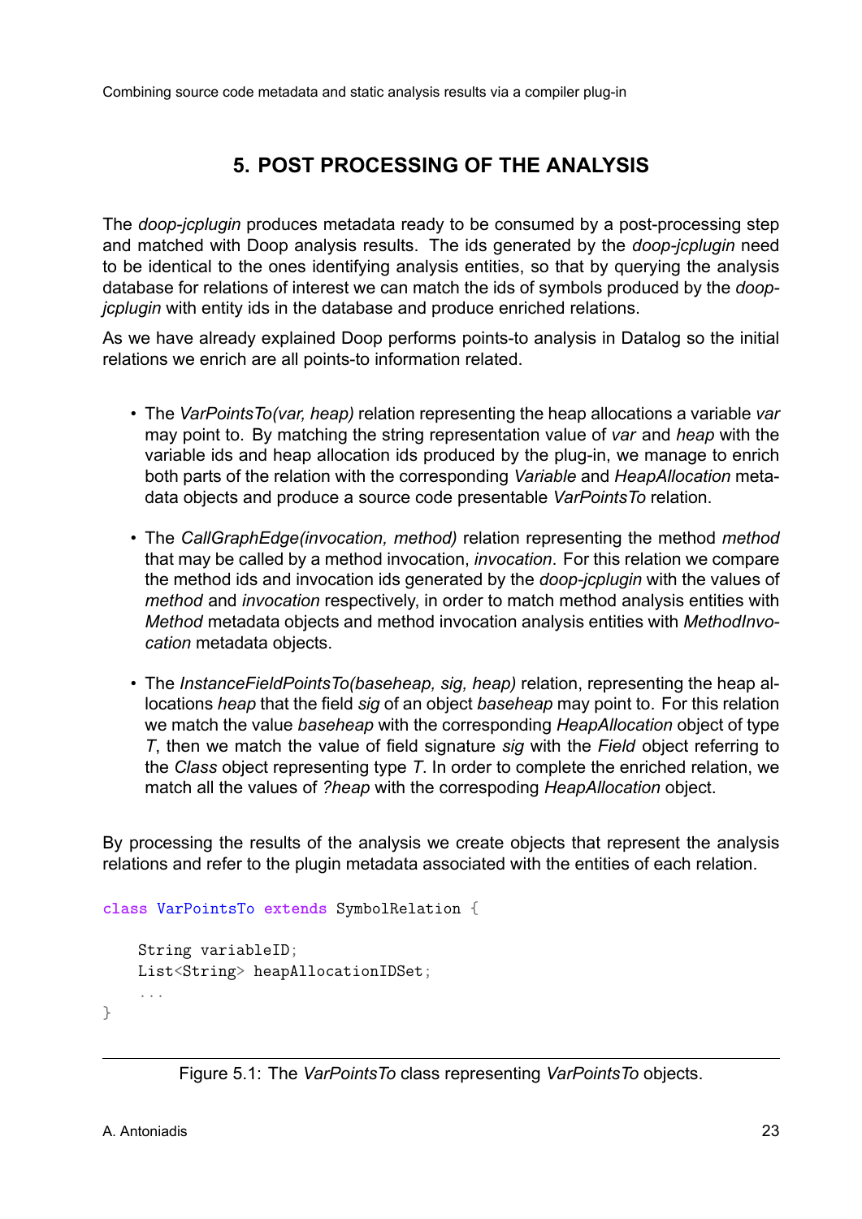# 5. POST PROCESSING OF THE ANALYSIS

The *doop-jcplugin* produces metadata ready to be consumed by a post-processing step and matched with Doop analysis results. The ids generated by the *doop-jcplugin* need to be identical to the ones identifying analysis entities, so that by querying the analysis database for relations of interest we can match the ids of symbols produced by the *doop-jcplugin* with entity ids in the database and produce enriched relations.

As we have already explained Doop performs points-to analysis in Datalog so the initial relations we enrich are all points-to information related.

- The *VarPointsTo(var, heap)* relation representing the heap allocations a variable *var* may point to. By matching the string representation value of *var* and *heap* with the variable ids and heap allocation ids produced by the plug-in, we manage to enrich both parts of the relation with the corresponding *Variable* and *HeapAllocation* metadata objects and produce a source code presentable *VarPointsTo* relation.

- The *CallGraphEdge(invocation, method)* relation representing the method *method* that may be called by a method invocation, *invocation*. For this relation we compare the method ids and invocation ids generated by the *doop-jcplugin* with the values of *method* and *invocation* respectively, in order to match method analysis entities with *Method* metadata objects and method invocation analysis entities with *MethodInvocation* metadata objects.

- The *InstanceFieldPointsTo(baseheap, sig, heap)* relation, representing the heap allocations *heap* that the field *sig* of an object *baseheap* may point to. For this relation we match the value *baseheap* with the corresponding *HeapAllocation* object of type *T*, then we match the value of field signature *sig* with the *Field* object referring to the *Class* object representing type *T*. In order to complete the enriched relation, we match all the values of *?heap* with the correspoding *HeapAllocation* object.

By processing the results of the analysis we create objects that represent the analysis relations and refer to the plugin metadata associated with the entities of each relation.

```
class VarPointsTo extends SymbolRelation {

    String variableID;
    List<String> heapAllocationIDSet;
    ...
}
```

Figure 5.1: The *VarPointsTo* class representing *VarPointsTo* objects.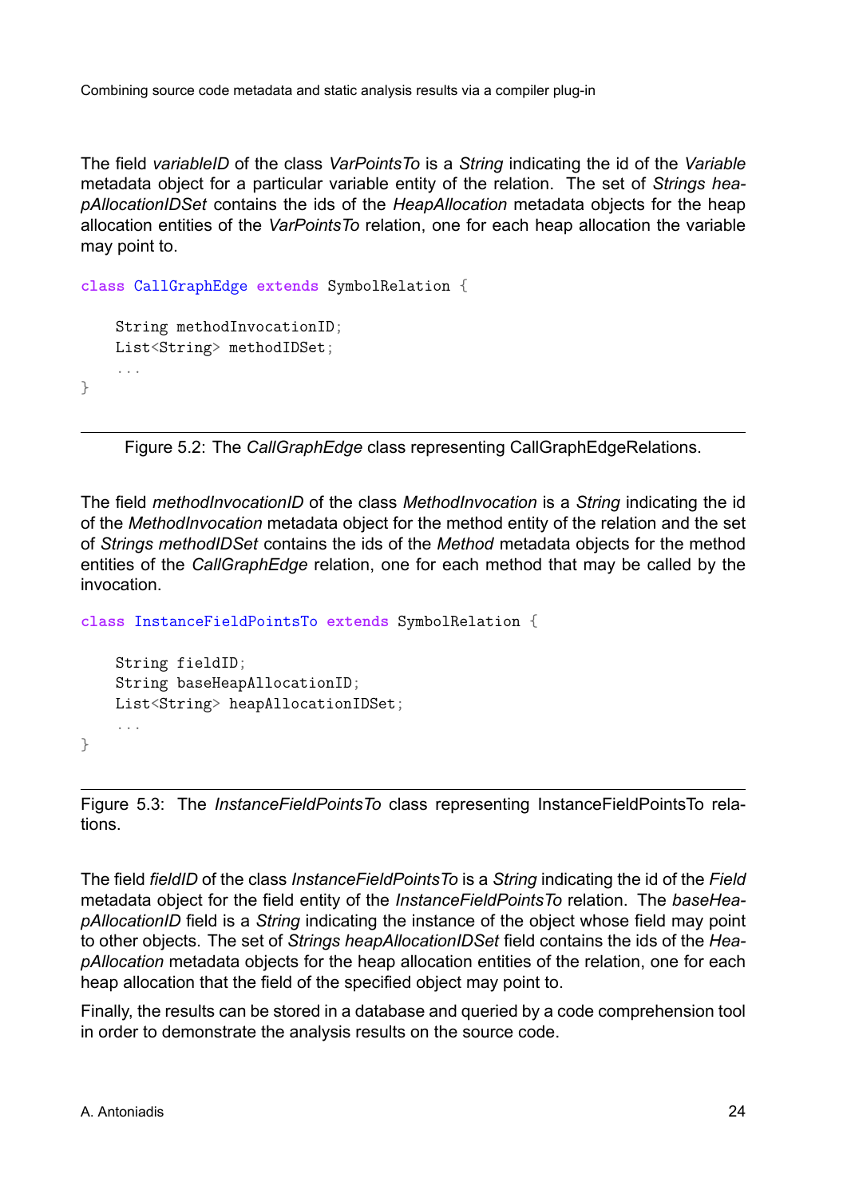The field *variableID* of the class *VarPointsTo* is a *String* indicating the id of the *Variable* metadata object for a particular variable entity of the relation. The set of *Strings heapAllocationIDSet* contains the ids of the *HeapAllocation* metadata objects for the heap allocation entities of the *VarPointsTo* relation, one for each heap allocation the variable may point to.

```
class CallGraphEdge extends SymbolRelation {

    String methodInvocationID;
    List<String> methodIDSet;
    ...
}
```

Figure 5.2: The *CallGraphEdge* class representing CallGraphEdgeRelations.

The field *methodInvocationID* of the class *MethodInvocation* is a *String* indicating the id of the *MethodInvocation* metadata object for the method entity of the relation and the set of *Strings methodIDSet* contains the ids of the *Method* metadata objects for the method entities of the *CallGraphEdge* relation, one for each method that may be called by the invocation.

```
class InstanceFieldPointsTo extends SymbolRelation {

    String fieldID;
    String baseHeapAllocationID;
    List<String> heapAllocationIDSet;
    ...
}
```

Figure 5.3: The *InstanceFieldPointsTo* class representing InstanceFieldPointsTo relations.

The field *fieldID* of the class *InstanceFieldPointsTo* is a *String* indicating the id of the *Field* metadata object for the field entity of the *InstanceFieldPointsTo* relation. The *baseHeapAllocationID* field is a *String* indicating the instance of the object whose field may point to other objects. The set of *Strings heapAllocationIDSet* field contains the ids of the *HeapAllocation* metadata objects for the heap allocation entities of the relation, one for each heap allocation that the field of the specified object may point to.

Finally, the results can be stored in a database and queried by a code comprehension tool in order to demonstrate the analysis results on the source code.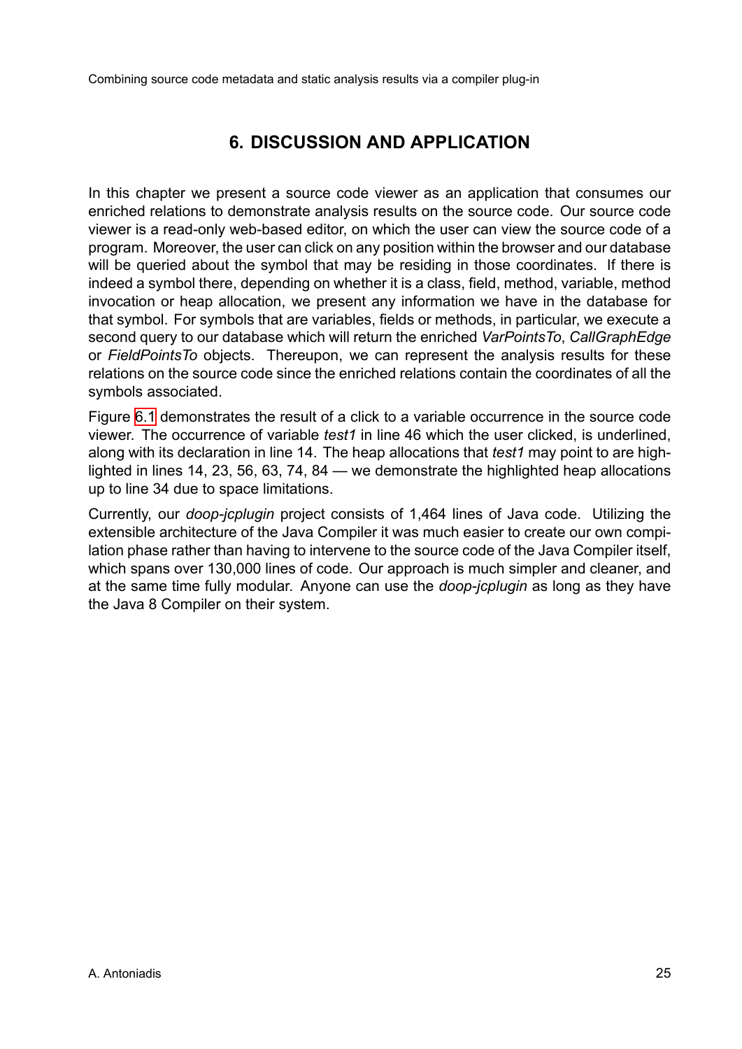# 6. DISCUSSION AND APPLICATION

In this chapter we present a source code viewer as an application that consumes our enriched relations to demonstrate analysis results on the source code. Our source code viewer is a read-only web-based editor, on which the user can view the source code of a program. Moreover, the user can click on any position within the browser and our database will be queried about the symbol that may be residing in those coordinates. If there is indeed a symbol there, depending on whether it is a class, field, method, variable, method invocation or heap allocation, we present any information we have in the database for that symbol. For symbols that are variables, fields or methods, in particular, we execute a second query to our database which will return the enriched *VarPointsTo*, *CallGraphEdge* or *FieldPointsTo* objects. Thereupon, we can represent the analysis results for these relations on the source code since the enriched relations contain the coordinates of all the symbols associated.

Figure 6.1 demonstrates the result of a click to a variable occurrence in the source code viewer. The occurrence of variable *test1* in line 46 which the user clicked, is underlined, along with its declaration in line 14. The heap allocations that *test1* may point to are highlighted in lines 14, 23, 56, 63, 74, 84 — we demonstrate the highlighted heap allocations up to line 34 due to space limitations.

Currently, our *doop-jcplugin* project consists of 1,464 lines of Java code. Utilizing the extensible architecture of the Java Compiler it was much easier to create our own compilation phase rather than having to intervene to the source code of the Java Compiler itself, which spans over 130,000 lines of code. Our approach is much simpler and cleaner, and at the same time fully modular. Anyone can use the *doop-jcplugin* as long as they have the Java 8 Compiler on their system.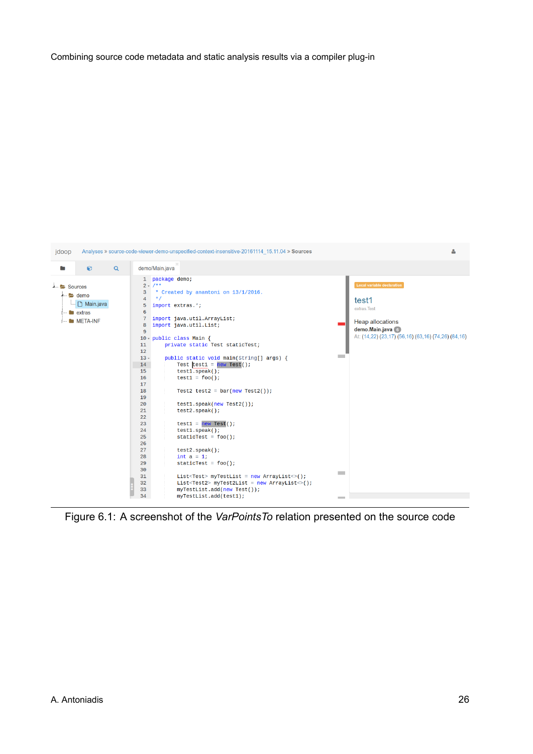Figure 6.1: A screenshot of the *VarPointsTo* relation presented on the source code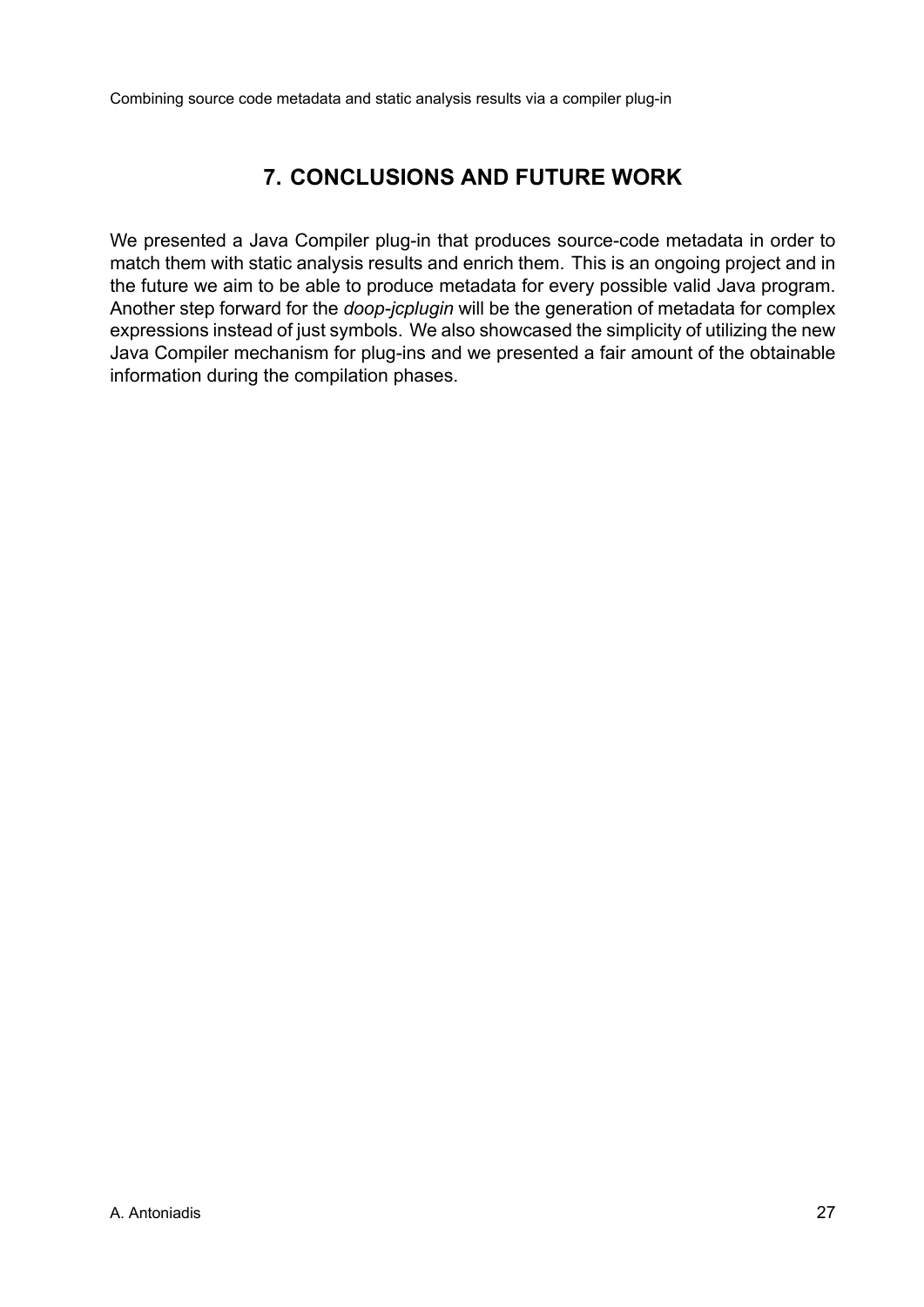# 7. CONCLUSIONS AND FUTURE WORK

We presented a Java Compiler plug-in that produces source-code metadata in order to match them with static analysis results and enrich them. This is an ongoing project and in the future we aim to be able to produce metadata for every possible valid Java program. Another step forward for the *doop-jcplugin* will be the generation of metadata for complex expressions instead of just symbols. We also showcased the simplicity of utilizing the new Java Compiler mechanism for plug-ins and we presented a fair amount of the obtainable information during the compilation phases.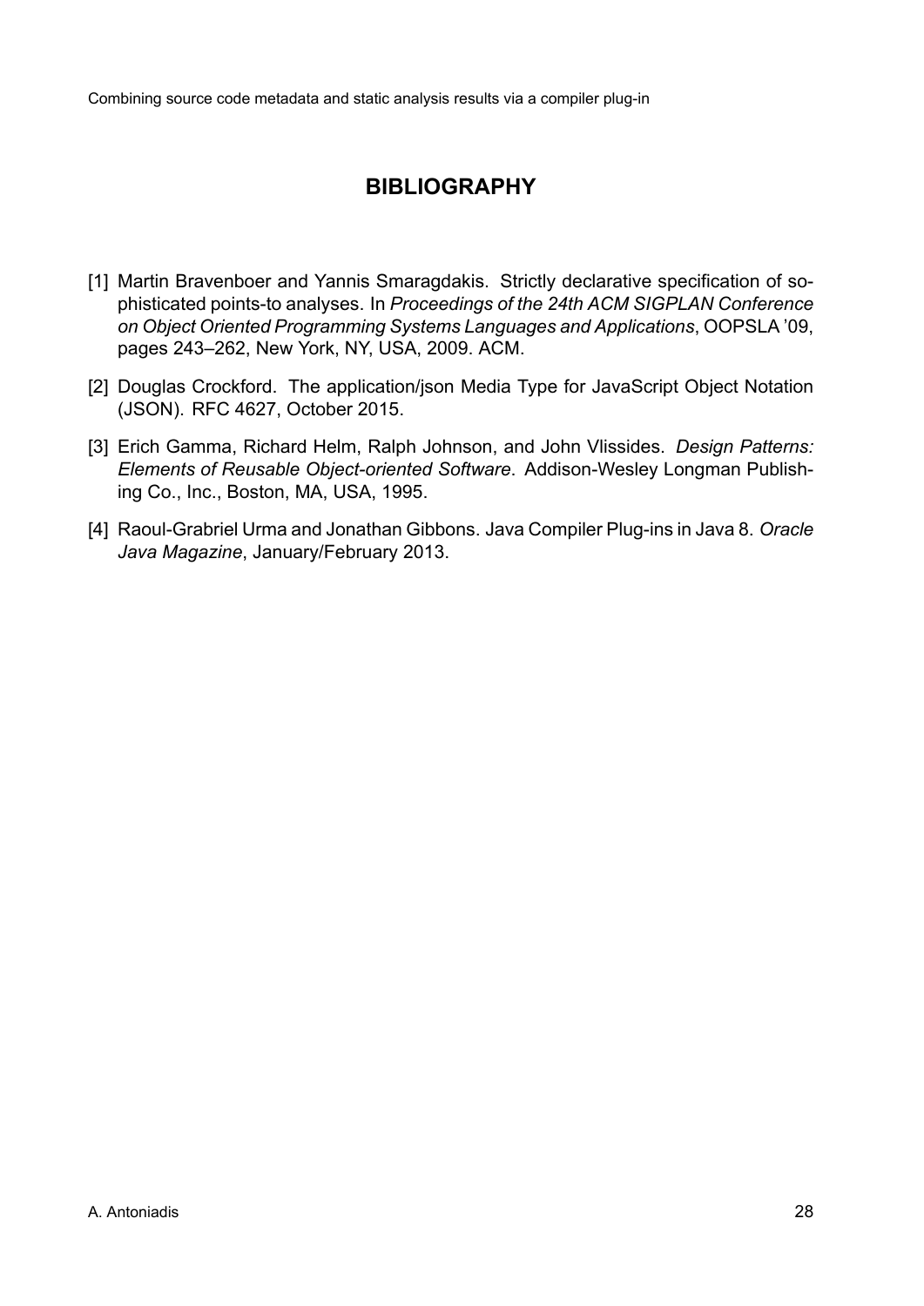# BIBLIOGRAPHY

[1] Martin Bravenboer and Yannis Smaragdakis. Strictly declarative specification of sophisticated points-to analyses. In *Proceedings of the 24th ACM SIGPLAN Conference on Object Oriented Programming Systems Languages and Applications*, OOPSLA '09, pages 243–262, New York, NY, USA, 2009. ACM.

[2] Douglas Crockford. The application/json Media Type for JavaScript Object Notation (JSON). RFC 4627, October 2015.

[3] Erich Gamma, Richard Helm, Ralph Johnson, and John Vlissides. *Design Patterns: Elements of Reusable Object-oriented Software*. Addison-Wesley Longman Publishing Co., Inc., Boston, MA, USA, 1995.

[4] Raoul-Grabriel Urma and Jonathan Gibbons. Java Compiler Plug-ins in Java 8. *Oracle Java Magazine*, January/February 2013.